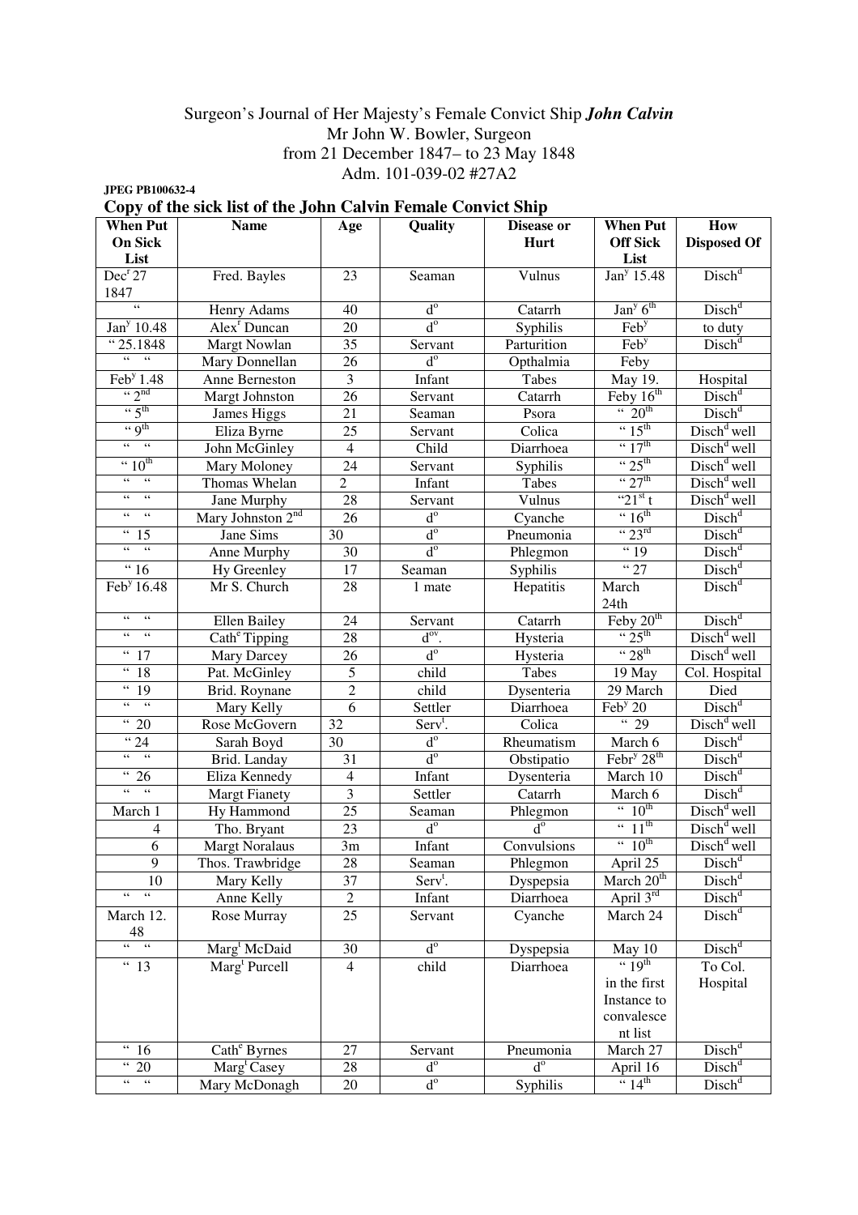# Surgeon's Journal of Her Majesty's Female Convict Ship *John Calvin*

Mr John W. Bowler, Surgeon
from 21 December 1847– to 23 May 1848
Adm. 101-039-02 #27A2

**JPEG PB100632-4**

## Copy of the sick list of the John Calvin Female Convict Ship

| When Put On Sick List | Name | Age | Quality | Disease or Hurt | When Put Off Sick List | How Disposed Of |
|---|---|---|---|---|---|---|
| Dec^r 27 1847 | Fred. Bayles | 23 | Seaman | Vulnus | Jan^y 15.48 | Disch^d |
| " | Henry Adams | 40 | d^o | Catarrh | Jan^y 6^th | Disch^d |
| Jan^y 10.48 | Alex^r Duncan | 20 | d^o | Syphilis | Feb^y | to duty |
| " 25.1848 | Margt Nowlan | 35 | Servant | Parturition | Feb^y | Disch^d |
| " " | Mary Donnellan | 26 | d^o | Opthalmia | Feby | |
| Feb^y 1.48 | Anne Berneston | 3 | Infant | Tabes | May 19. | Hospital |
| " 2^nd | Margt Johnston | 26 | Servant | Catarrh | Feby 16^th | Disch^d |
| " 5^th | James Higgs | 21 | Seaman | Psora | " 20^th | Disch^d |
| " 9^th | Eliza Byrne | 25 | Servant | Colica | " 15^th | Disch^d well |
| " " | John McGinley | 4 | Child | Diarrhoea | " 17^th | Disch^d well |
| " 10^th | Mary Moloney | 24 | Servant | Syphilis | " 25^th | Disch^d well |
| " " | Thomas Whelan | 2 | Infant | Tabes | " 27^th | Disch^d well |
| " " | Jane Murphy | 28 | Servant | Vulnus | "21^st t | Disch^d well |
| " " | Mary Johnston 2^nd | 26 | d^o | Cyanche | " 16^th | Disch^d |
| " 15 | Jane Sims | 30 | d^o | Pneumonia | " 23^rd | Disch^d |
| " " | Anne Murphy | 30 | d^o | Phlegmon | " 19 | Disch^d |
| " 16 | Hy Greenley | 17 | Seaman | Syphilis | " 27 | Disch^d |
| Feb^y 16.48 | Mr S. Church | 28 | 1 mate | Hepatitis | March 24th | Disch^d |
| " " | Ellen Bailey | 24 | Servant | Catarrh | Feby 20^th | Disch^d |
| " " | Cath^e Tipping | 28 | d^ov. | Hysteria | " 25^th | Disch^d well |
| " 17 | Mary Darcey | 26 | d^o | Hysteria | " 28^th | Disch^d well |
| " 18 | Pat. McGinley | 5 | child | Tabes | 19 May | Col. Hospital |
| " 19 | Brid. Roynane | 2 | child | Dysenteria | 29 March | Died |
| " " | Mary Kelly | 6 | Settler | Diarrhoea | Feb^y 20 | Disch^d |
| " 20 | Rose McGovern | 32 | Serv^t. | Colica | " 29 | Disch^d well |
| " 24 | Sarah Boyd | 30 | d^o | Rheumatism | March 6 | Disch^d |
| " " | Brid. Landay | 31 | d^o | Obstipatio | Febr^y 28^th | Disch^d |
| " 26 | Eliza Kennedy | 4 | Infant | Dysenteria | March 10 | Disch^d |
| " " | Margt Fianety | 3 | Settler | Catarrh | March 6 | Disch^d |
| March 1 | Hy Hammond | 25 | Seaman | Phlegmon | " 10^th | Disch^d well |
| 4 | Tho. Bryant | 23 | d^o | d^o | " 11^th | Disch^d well |
| 6 | Margt Noralaus | 3m | Infant | Convulsions | " 10^th | Disch^d well |
| 9 | Thos. Trawbridge | 28 | Seaman | Phlegmon | April 25 | Disch^d |
| 10 | Mary Kelly | 37 | Serv^t. | Dyspepsia | March 20^th | Disch^d |
| " " | Anne Kelly | 2 | Infant | Diarrhoea | April 3^rd | Disch^d |
| March 12. 48 | Rose Murray | 25 | Servant | Cyanche | March 24 | Disch^d |
| " " | Marg^t McDaid | 30 | d^o | Dyspepsia | May 10 | Disch^d |
| " 13 | Marg^t Purcell | 4 | child | Diarrhoea | " 19^th in the first Instance to convalescent list | To Col. Hospital |
| " 16 | Cath^e Byrnes | 27 | Servant | Pneumonia | March 27 | Disch^d |
| " 20 | Marg^t Casey | 28 | d^o | d^o | April 16 | Disch^d |
| " " | Mary McDonagh | 20 | d^o | Syphilis | " 14^th | Disch^d |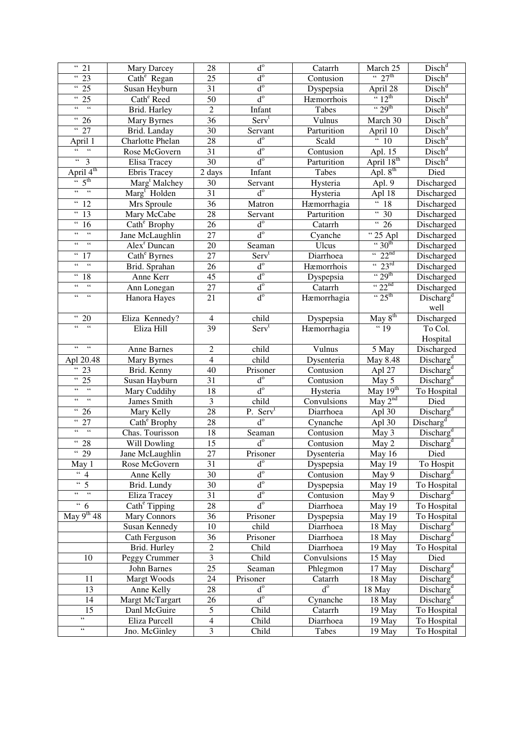| " 21 | Mary Darcey | 28 | d[o] | Catarrh | March 25 | Disch[d] |
|---|---|---|---|---|---|---|
| " 23 | Cath[e] Regan | 25 | d[o] | Contusion | " 27[th] | Disch[d] |
| " 25 | Susan Heyburn | 31 | d[o] | Dyspepsia | April 28 | Disch[d] |
| " 25 | Cath[e] Reed | 50 | d[o] | Hæmorrhois | " 12[th] | Disch[d] |
| " " | Brid. Harley | 2 | Infant | Tabes | " 29[th] | Disch[d] |
| " 26 | Mary Byrnes | 36 | Serv[t] | Vulnus | March 30 | Disch[d] |
| " 27 | Brid. Landay | 30 | Servant | Parturition | April 10 | Disch[d] |
| April 1 | Charlotte Phelan | 28 | d[o] | Scald | " 10 | Disch[d] |
| " " | Rose McGovern | 31 | d[o] | Contusion | Apl. 15 | Disch[d] |
| " 3 | Elisa Tracey | 30 | d[o] | Parturition | April 18[th] | Disch[d] |
| April 4[th] | Ebris Tracey | 2 days | Infant | Tabes | Apl. 8[th] | Died |
| " 5[th] | Marg[t] Malchey | 30 | Servant | Hysteria | Apl. 9 | Discharged |
| " " | Marg[t] Holden | 31 | d[o] | Hysteria | Apl 18 | Discharged |
| " 12 | Mrs Sproule | 36 | Matron | Hæmorrhagia | " 18 | Discharged |
| " 13 | Mary McCabe | 28 | Servant | Parturition | " 30 | Discharged |
| " 16 | Cath[e] Brophy | 26 | d[o] | Catarrh | " 26 | Discharged |
| " " | Jane McLaughlin | 27 | d[o] | Cyanche | " 25 Apl | Discharged |
| " " | Alex[r] Duncan | 20 | Seaman | Ulcus | " 30[th] | Discharged |
| " 17 | Cath[e] Byrnes | 27 | Serv[t] | Diarrhoea | " 22[nd] | Discharged |
| " " | Brid. Sprahan | 26 | d[o] | Hæmorrhois | " 23[rd] | Discharged |
| " 18 | Anne Kerr | 45 | d[o] | Dyspepsia | " 29[th] | Discharged |
| " " | Ann Lonegan | 27 | d[o] | Catarrh | " 22[nd] | Discharged |
| " " | Hanora Hayes | 21 | d[o] | Hæmorrhagia | " 25[th] | Discharg[d] well |
| " 20 | Eliza Kennedy? | 4 | child | Dyspepsia | May 8[th] | Discharged |
| " " | Eliza Hill | 39 | Serv[t] | Hæmorrhagia | " 19 | To Col. Hospital |
| " " | Anne Barnes | 2 | child | Vulnus | 5 May | Discharged |
| Apl 20.48 | Mary Byrnes | 4 | child | Dysenteria | May 8.48 | Discharg[d] |
| " 23 | Brid. Kenny | 40 | Prisoner | Contusion | Apl 27 | Discharg[d] |
| " 25 | Susan Hayburn | 31 | d[o] | Contusion | May 5 | Discharg[d] |
| " " | Mary Cuddihy | 18 | d[o] | Hysteria | May 19[th] | To Hospital |
| " " | James Smith | 3 | child | Convulsions | May 2[nd] | Died |
| " 26 | Mary Kelly | 28 | P. Serv[t] | Diarrhoea | Apl 30 | Discharg[d] |
| " 27 | Cath[e] Brophy | 28 | d[o] | Cynanche | Apl 30 | Discharg[d] |
| " " | Chas. Tourisson | 18 | Seaman | Contusion | May 3 | Discharg[d] |
| " 28 | Will Dowling | 15 | d[o] | Contusion | May 2 | Discharg[d] |
| " 29 | Jane McLaughlin | 27 | Prisoner | Dysenteria | May 16 | Died |
| May 1 | Rose McGovern | 31 | d[o] | Dyspepsia | May 19 | To Hospit |
| " 4 | Anne Kelly | 30 | d[o] | Contusion | May 9 | Discharg[d] |
| " 5 | Brid. Lundy | 30 | d[o] | Dyspepsia | May 19 | To Hospital |
| " " | Eliza Tracey | 31 | d[o] | Contusion | May 9 | Discharg[d] |
| " 6 | Cath[e] Tipping | 28 | d[o] | Diarrhoea | May 19 | To Hospital |
| May 9[th] 48 | Mary Connors | 36 | Prisoner | Dyspepsia | May 19 | To Hospital |
| | Susan Kennedy | 10 | child | Diarrhoea | 18 May | Discharg[d] |
| | Cath Ferguson | 36 | Prisoner | Diarrhoea | 18 May | Discharg[d] |
| | Brid. Hurley | 2 | Child | Diarrhoea | 19 May | To Hospital |
| 10 | Peggy Crummer | 3 | Child | Convulsions | 15 May | Died |
| | John Barnes | 25 | Seaman | Phlegmon | 17 May | Discharg[d] |
| 11 | Margt Woods | 24 | Prisoner | Catarrh | 18 May | Discharg[d] |
| 13 | Anne Kelly | 28 | d[o] | d[o] | 18 May | Discharg[d] |
| 14 | Margt McTargart | 26 | d[o] | Cynanche | 18 May | Discharg[d] |
| 15 | Danl McGuire | 5 | Child | Catarrh | 19 May | To Hospital |
| " | Eliza Purcell | 4 | Child | Diarrhoea | 19 May | To Hospital |
| " | Jno. McGinley | 3 | Child | Tabes | 19 May | To Hospital |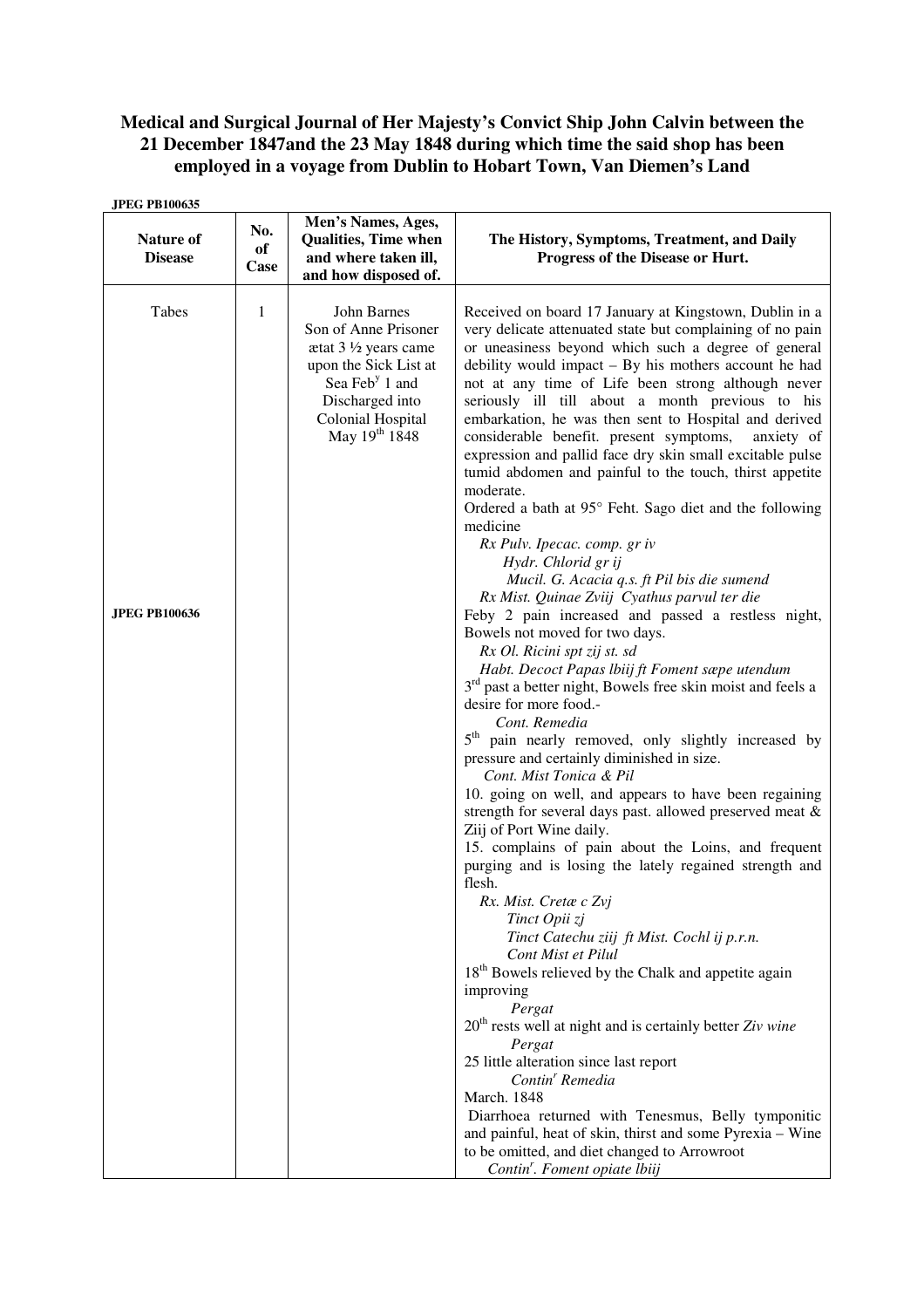**Medical and Surgical Journal of Her Majesty's Convict Ship John Calvin between the 21 December 1847and the 23 May 1848 during which time the said shop has been employed in a voyage from Dublin to Hobart Town, Van Diemen's Land**

**JPEG PB100635**

| Nature of Disease | No. of Case | Men's Names, Ages, Qualities, Time when and where taken ill, and how disposed of. | The History, Symptoms, Treatment, and Daily Progress of the Disease or Hurt. |
|---|---|---|---|
| Tabes<br><br>**JPEG PB100636** | 1 | John Barnes Son of Anne Prisoner ætat 3 ½ years came upon the Sick List at Sea Feb[y] 1 and Discharged into Colonial Hospital May 19[th] 1848 | Received on board 17 January at Kingstown, Dublin in a very delicate attenuated state but complaining of no pain or uneasiness beyond which such a degree of general debility would impact – By his mothers account he had not at any time of Life been strong although never seriously ill till about a month previous to his embarkation, he was then sent to Hospital and derived considerable benefit. present symptoms, anxiety of expression and pallid face dry skin small excitable pulse tumid abdomen and painful to the touch, thirst appetite moderate.<br>Ordered a bath at 95° Feht. Sago diet and the following medicine<br>*Rx Pulv. Ipecac. comp. gr iv*<br>*Hydr. Chlorid gr ij*<br>*Mucil. G. Acacia q.s. ft Pil bis die sumend*<br>*Rx Mist. Quinae Zviij Cyathus parvul ter die*<br>Feby 2 pain increased and passed a restless night, Bowels not moved for two days.<br>*Rx Ol. Ricini spt zij st. sd*<br>*Habt. Decoct Papas lbiij ft Foment sæpe utendum*<br>3[rd] past a better night, Bowels free skin moist and feels a desire for more food.-<br>*Cont. Remedia*<br>5[th] pain nearly removed, only slightly increased by pressure and certainly diminished in size.<br>*Cont. Mist Tonica & Pil*<br>10. going on well, and appears to have been regaining strength for several days past. allowed preserved meat & Ziij of Port Wine daily.<br>15. complains of pain about the Loins, and frequent purging and is losing the lately regained strength and flesh.<br>*Rx. Mist. Cretæ c Zvj*<br>*Tinct Opii zj*<br>*Tinct Catechu ziij ft Mist. Cochl ij p.r.n.*<br>*Cont Mist et Pilul*<br>18[th] Bowels relieved by the Chalk and appetite again improving<br>*Pergat*<br>20[th] rests well at night and is certainly better *Ziv wine*<br>*Pergat*<br>25 little alteration since last report<br>*Contin[r] Remedia*<br>March. 1848<br>Diarrhoea returned with Tenesmus, Belly tymponitic and painful, heat of skin, thirst and some Pyrexia – Wine to be omitted, and diet changed to Arrowroot<br>*Contin[r]. Foment opiate lbiij* |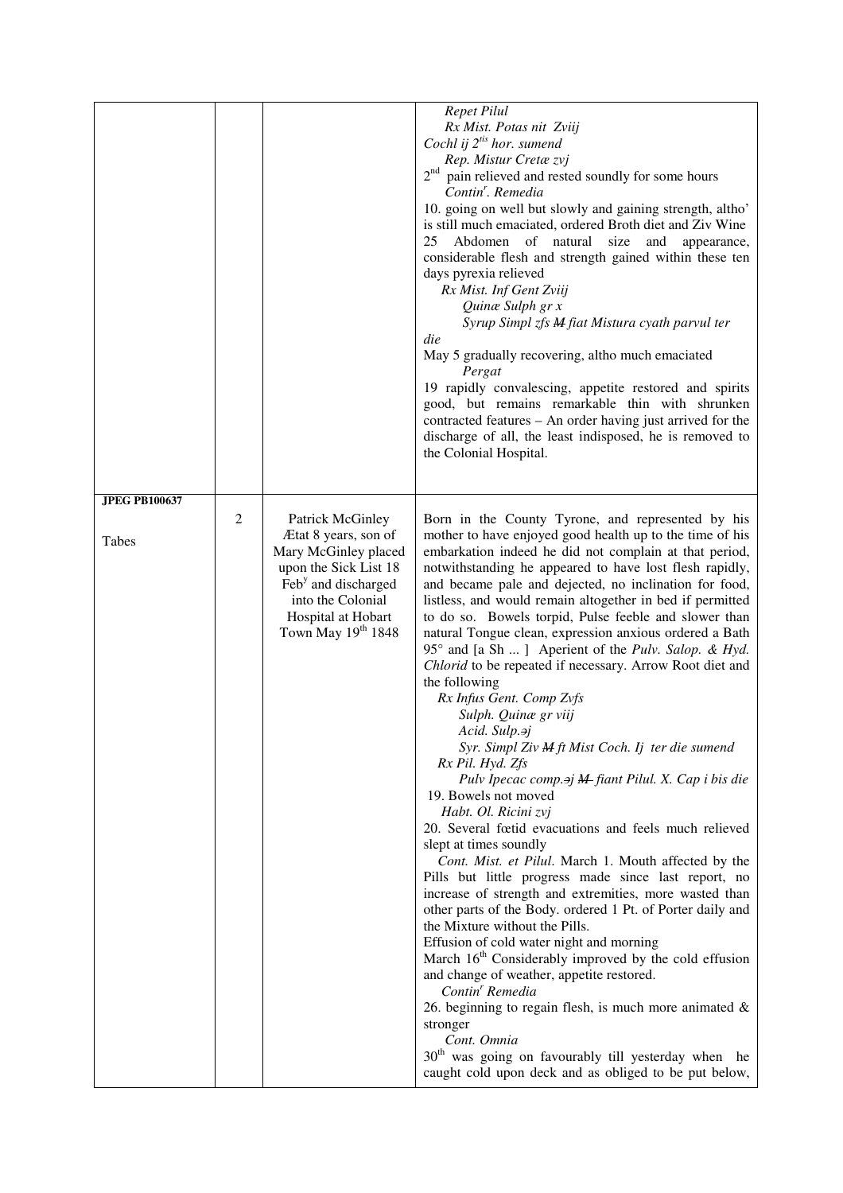| | | | |
|---|---|---|---|
| | | | *Repet Pilul*<br>*Rx Mist. Potas nit Ʒviij*<br>*Cochl ij 2[tis] hor. sumend*<br>*Rep. Mistur Cretæ ʒvj*<br>2[nd] pain relieved and rested soundly for some hours<br>*Contin[r]. Remedia*<br>10. going on well but slowly and gaining strength, altho' is still much emaciated, ordered Broth diet and Ʒiv Wine<br>25 Abdomen of natural size and appearance, considerable flesh and strength gained within these ten days pyrexia relieved<br>*Rx Mist. Inf Gent Ʒviij*<br>*Quinæ Sulph gr x*<br>*Syrup Simpl ʒfs ~~M~~ fiat Mistura cyath parvul ter die*<br>May 5 gradually recovering, altho much emaciated<br>*Pergat*<br>19 rapidly convalescing, appetite restored and spirits good, but remains remarkable thin with shrunken contracted features – An order having just arrived for the discharge of all, the least indisposed, he is removed to the Colonial Hospital. |
| **JPEG PB100637**<br><br>Tabes | 2 | Patrick McGinley Ætat 8 years, son of Mary McGinley placed upon the Sick List 18 Feb[y] and discharged into the Colonial Hospital at Hobart Town May 19[th] 1848 | Born in the County Tyrone, and represented by his mother to have enjoyed good health up to the time of his embarkation indeed he did not complain at that period, notwithstanding he appeared to have lost flesh rapidly, and became pale and dejected, no inclination for food, listless, and would remain altogether in bed if permitted to do so. Bowels torpid, Pulse feeble and slower than natural Tongue clean, expression anxious ordered a Bath 95° and [a Sh ... ] Aperient of the *Pulv. Salop. & Hyd. Chlorid* to be repeated if necessary. Arrow Root diet and the following<br>*Rx Infus Gent. Comp Ʒvfs*<br>*Sulph. Quinæ gr viij*<br>*Acid. Sulp.∍j*<br>*Syr. Simpl Ʒiv ~~M~~ ft Mist Coch. Ij ter die sumend*<br>*Rx Pil. Hyd. ʒfs*<br>*Pulv Ipecac comp.∍j ~~M~~ fiant Pilul. X. Cap i bis die*<br>19. Bowels not moved<br>*Habt. Ol. Ricini ʒvj*<br>20. Several fœtid evacuations and feels much relieved slept at times soundly<br>*Cont. Mist. et Pilul*. March 1. Mouth affected by the Pills but little progress made since last report, no increase of strength and extremities, more wasted than other parts of the Body. ordered 1 Pt. of Porter daily and the Mixture without the Pills.<br>Effusion of cold water night and morning<br>March 16[th] Considerably improved by the cold effusion and change of weather, appetite restored.<br>*Contin[r] Remedia*<br>26. beginning to regain flesh, is much more animated & stronger<br>*Cont. Omnia*<br>30[th] was going on favourably till yesterday when he caught cold upon deck and as obliged to be put below, |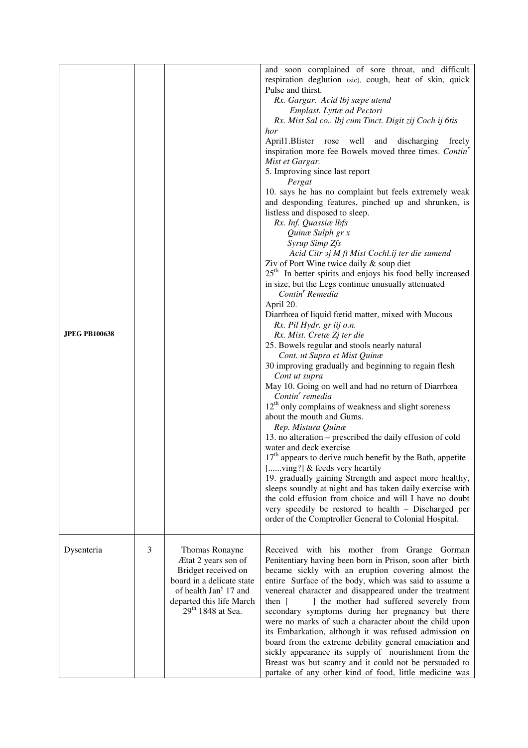| | | | |
|---|---|---|---|
| **JPEG PB100638** | | | and soon complained of sore throat, and difficult respiration deglution (sic), cough, heat of skin, quick Pulse and thirst.<br>*Rx. Gargar. Acid lbj sæpe utend*<br>*Emplast. Lyttæ ad Pectori*<br>*Rx. Mist Sal co.. lbj cum Tinct. Digit zij Coch ij 6tis hor*<br>April1.Blister rose well and discharging freely inspiration more fee Bowels moved three times. *Contin^r Mist et Gargar.*<br>5. Improving since last report<br>*Pergat*<br>10. says he has no complaint but feels extremely weak and desponding features, pinched up and shrunken, is listless and disposed to sleep.<br>*Rx. Inf. Quassiæ lbfs*<br>*Quinæ Sulph gr x*<br>*Syrup Simp Zfs*<br>*Acid Citr ∋j ~~M~~ ft Mist Cochl.ij ter die sumend*<br>Ziv of Port Wine twice daily & soup diet<br>25th In better spirits and enjoys his food belly increased in size, but the Legs continue unusually attenuated<br>*Contin^r Remedia*<br>April 20.<br>Diarrhœa of liquid fœtid matter, mixed with Mucous<br>*Rx. Pil Hydr. gr iij o.n.*<br>*Rx. Mist. Cretæ Zj ter die*<br>25. Bowels regular and stools nearly natural<br>*Cont. ut Supra et Mist Quinæ*<br>30 improving gradually and beginning to regain flesh<br>*Cont ut supra*<br>May 10. Going on well and had no return of Diarrhœa<br>*Contin^r remedia*<br>12th only complains of weakness and slight soreness about the mouth and Gums.<br>*Rep. Mistura Quinæ*<br>13. no alteration – prescribed the daily effusion of cold water and deck exercise<br>17th appears to derive much benefit by the Bath, appetite [......ving?] & feeds very heartily<br>19. gradually gaining Strength and aspect more healthy, sleeps soundly at night and has taken daily exercise with the cold effusion from choice and will I have no doubt very speedily be restored to health – Discharged per order of the Comptroller General to Colonial Hospital. |
| Dysenteria | 3 | Thomas Ronayne Ætat 2 years son of Bridget received on board in a delicate state of health Jan^y 17 and departed this life March 29th 1848 at Sea. | Received with his mother from Grange Gorman Penitentiary having been born in Prison, soon after birth became sickly with an eruption covering almost the entire Surface of the body, which was said to assume a venereal character and disappeared under the treatment then [ ] the mother had suffered severely from secondary symptoms during her pregnancy but there were no marks of such a character about the child upon its Embarkation, although it was refused admission on board from the extreme debility general emaciation and sickly appearance its supply of nourishment from the Breast was but scanty and it could not be persuaded to partake of any other kind of food, little medicine was |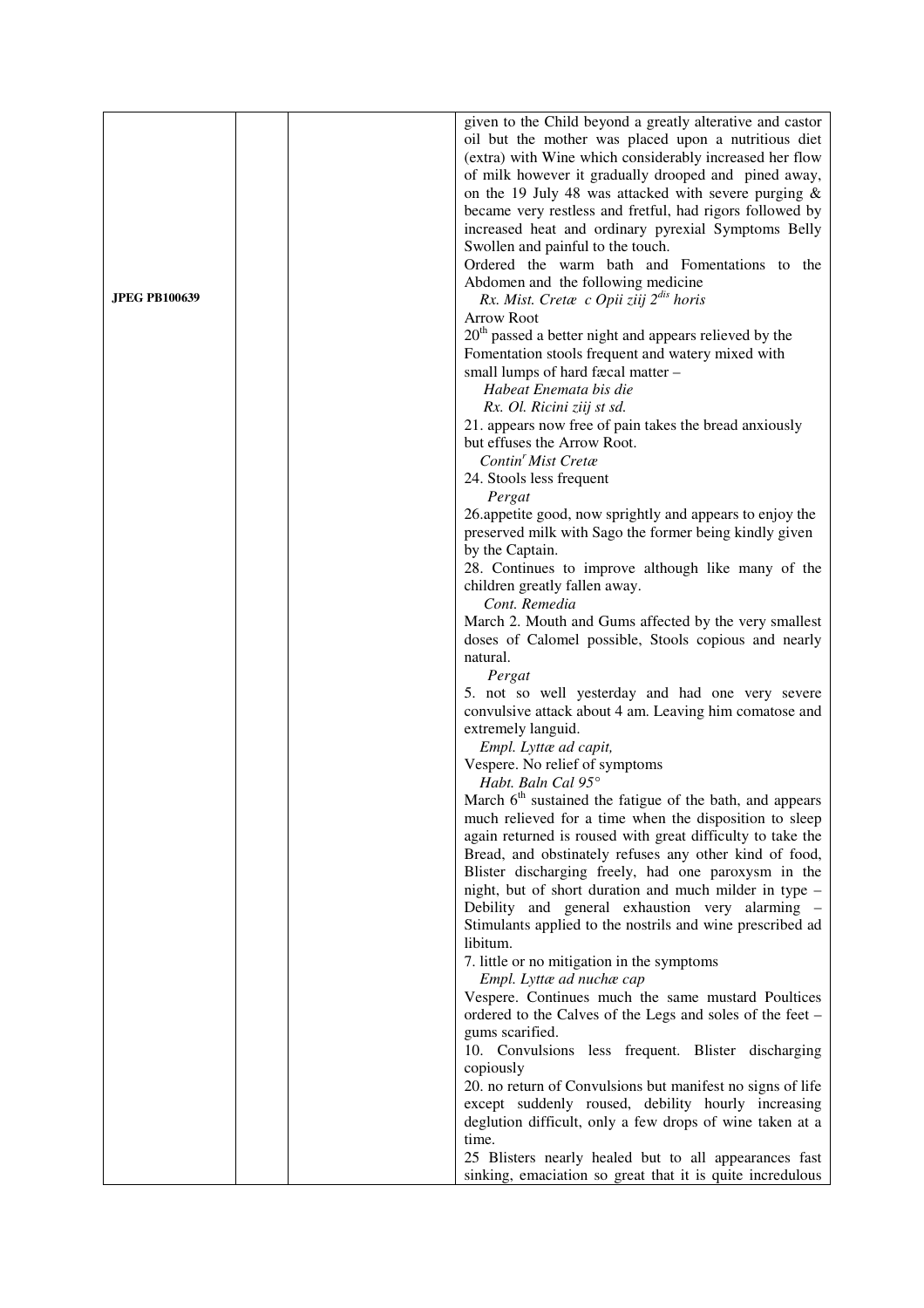| | | | |
|---|---|---|---|
| **JPEG PB100639** | | | given to the Child beyond a greatly alterative and castor oil but the mother was placed upon a nutritious diet (extra) with Wine which considerably increased her flow of milk however it gradually drooped and pined away, on the 19 July 48 was attacked with severe purging & became very restless and fretful, had rigors followed by increased heat and ordinary pyrexial Symptoms Belly Swollen and painful to the touch.<br>Ordered the warm bath and Fomentations to the Abdomen and the following medicine<br>*Rx. Mist. Cretæ c Opii ziij 2$^{dis}$ horis*<br>Arrow Root<br>20$^{th}$ passed a better night and appears relieved by the Fomentation stools frequent and watery mixed with small lumps of hard fæcal matter –<br>*Habeat Enemata bis die*<br>*Rx. Ol. Ricini ziij st sd.*<br>21. appears now free of pain takes the bread anxiously but effuses the Arrow Root.<br>*Contin$^{r}$ Mist Cretæ*<br>24. Stools less frequent<br>*Pergat*<br>26.appetite good, now sprightly and appears to enjoy the preserved milk with Sago the former being kindly given by the Captain.<br>28. Continues to improve although like many of the children greatly fallen away.<br>*Cont. Remedia*<br>March 2. Mouth and Gums affected by the very smallest doses of Calomel possible, Stools copious and nearly natural.<br>*Pergat*<br>5. not so well yesterday and had one very severe convulsive attack about 4 am. Leaving him comatose and extremely languid.<br>*Empl. Lyttæ ad capit,*<br>Vespere. No relief of symptoms<br>*Habt. Baln Cal 95°*<br>March 6$^{th}$ sustained the fatigue of the bath, and appears much relieved for a time when the disposition to sleep again returned is roused with great difficulty to take the Bread, and obstinately refuses any other kind of food, Blister discharging freely, had one paroxysm in the night, but of short duration and much milder in type – Debility and general exhaustion very alarming – Stimulants applied to the nostrils and wine prescribed ad libitum.<br>7. little or no mitigation in the symptoms<br>*Empl. Lyttæ ad nuchæ cap*<br>Vespere. Continues much the same mustard Poultices ordered to the Calves of the Legs and soles of the feet – gums scarified.<br>10. Convulsions less frequent. Blister discharging copiously<br>20. no return of Convulsions but manifest no signs of life except suddenly roused, debility hourly increasing deglution difficult, only a few drops of wine taken at a time.<br>25 Blisters nearly healed but to all appearances fast sinking, emaciation so great that it is quite incredulous |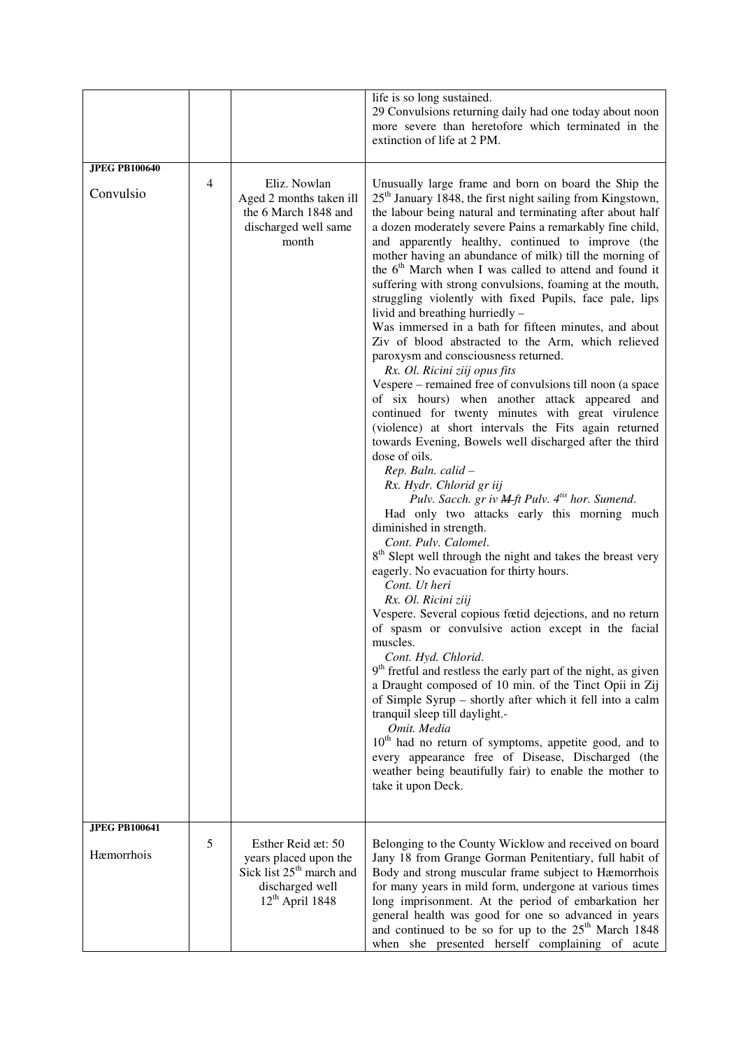| | | | |
|---|---|---|---|
| | | | life is so long sustained.<br>29 Convulsions returning daily had one today about noon more severe than heretofore which terminated in the extinction of life at 2 PM. |
| **JPEG PB100640**<br><br>Convulsio | 4 | Eliz. Nowlan Aged 2 months taken ill the 6 March 1848 and discharged well same month | Unusually large frame and born on board the Ship the 25th January 1848, the first night sailing from Kingstown, the labour being natural and terminating after about half a dozen moderately severe Pains a remarkably fine child, and apparently healthy, continued to improve (the mother having an abundance of milk) till the morning of the 6th March when I was called to attend and found it suffering with strong convulsions, foaming at the mouth, struggling violently with fixed Pupils, face pale, lips livid and breathing hurriedly –<br>Was immersed in a bath for fifteen minutes, and about Ziv of blood abstracted to the Arm, which relieved paroxysm and consciousness returned.<br>*Rx. Ol. Ricini ziij opus fits*<br>Vespere – remained free of convulsions till noon (a space of six hours) when another attack appeared and continued for twenty minutes with great virulence (violence) at short intervals the Fits again returned towards Evening, Bowels well discharged after the third dose of oils.<br>*Rep. Baln. calid –*<br>*Rx. Hydr. Chlorid gr iij*<br>*Pulv. Sacch. gr iv ~~M~~ ft Pulv. 4tis hor. Sumend.*<br>Had only two attacks early this morning much diminished in strength.<br>*Cont. Pulv. Calomel.*<br>8th Slept well through the night and takes the breast very eagerly. No evacuation for thirty hours.<br>*Cont. Ut heri*<br>*Rx. Ol. Ricini ziij*<br>Vespere. Several copious fœtid dejections, and no return of spasm or convulsive action except in the facial muscles.<br>*Cont. Hyd. Chlorid.*<br>9th fretful and restless the early part of the night, as given a Draught composed of 10 min. of the Tinct Opii in Zij of Simple Syrup – shortly after which it fell into a calm tranquil sleep till daylight.-<br>*Omit. Media*<br>10th had no return of symptoms, appetite good, and to every appearance free of Disease, Discharged (the weather being beautifully fair) to enable the mother to take it upon Deck. |
| **JPEG PB100641**<br><br>Hæmorrhois | 5 | Esther Reid æt: 50 years placed upon the Sick list 25th march and discharged well 12th April 1848 | Belonging to the County Wicklow and received on board Jany 18 from Grange Gorman Penitentiary, full habit of Body and strong muscular frame subject to Hæmorrhois for many years in mild form, undergone at various times long imprisonment. At the period of embarkation her general health was good for one so advanced in years and continued to be so for up to the 25th March 1848 when she presented herself complaining of acute |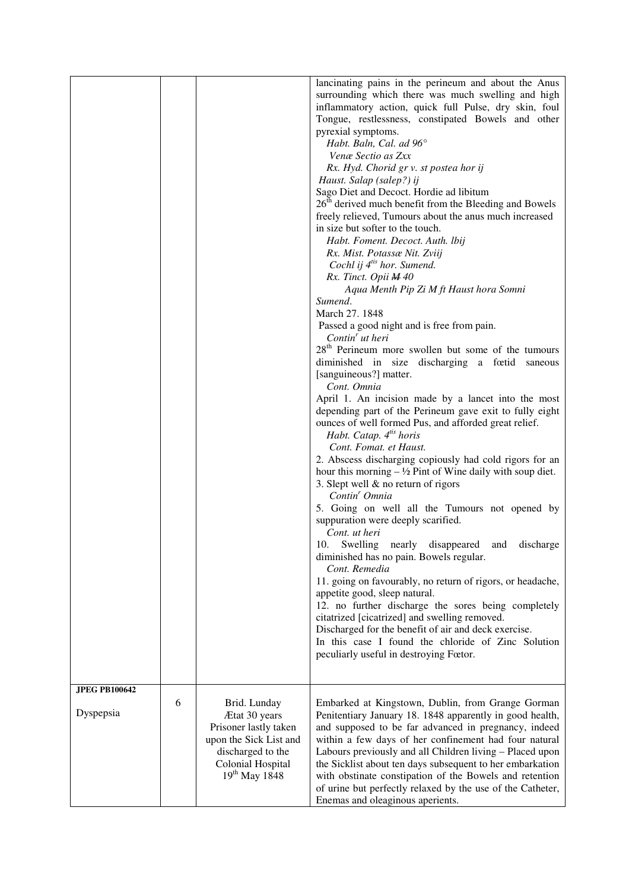| | | | |
|---|---|---|---|
| | | | lancinating pains in the perineum and about the Anus surrounding which there was much swelling and high inflammatory action, quick full Pulse, dry skin, foul Tongue, restlessness, constipated Bowels and other pyrexial symptoms.<br>*Habt. Baln, Cal. ad 96°*<br>*Venæ Sectio as Ʒxx*<br>*Rx. Hyd. Chorid gr v. st postea hor ij*<br>*Haust. Salap (salep?) ij*<br>Sago Diet and Decoct. Hordie ad libitum<br>26th derived much benefit from the Bleeding and Bowels freely relieved, Tumours about the anus much increased in size but softer to the touch.<br>*Habt. Foment. Decoct. Auth. lbij*<br>*Rx. Mist. Potassæ Nit. Ʒviij*<br>*Cochl ij 4tis hor. Sumend.*<br>*Rx. Tinct. Opii ~~M~~ 40*<br>*Aqua Menth Pip Ʒi M ft Haust hora Somni Sumend*.<br>March 27. 1848<br>Passed a good night and is free from pain.<br>*Contin<sup>r</sup> ut heri*<br>28th Perineum more swollen but some of the tumours diminished in size discharging a fœtid saneous [sanguineous?] matter.<br>*Cont. Omnia*<br>April 1. An incision made by a lancet into the most depending part of the Perineum gave exit to fully eight ounces of well formed Pus, and afforded great relief.<br>*Habt. Catap. 4tis horis*<br>*Cont. Fomat. et Haust.*<br>2. Abscess discharging copiously had cold rigors for an hour this morning – ½ Pint of Wine daily with soup diet.<br>3. Slept well & no return of rigors<br>*Contin<sup>r</sup> Omnia*<br>5. Going on well all the Tumours not opened by suppuration were deeply scarified.<br>*Cont. ut heri*<br>10. Swelling nearly disappeared and discharge diminished has no pain. Bowels regular.<br>*Cont. Remedia*<br>11. going on favourably, no return of rigors, or headache, appetite good, sleep natural.<br>12. no further discharge the sores being completely citatrized [cicatrized] and swelling removed.<br>Discharged for the benefit of air and deck exercise.<br>In this case I found the chloride of Zinc Solution peculiarly useful in destroying Fœtor. |
| **JPEG PB100642**<br><br>Dyspepsia | 6 | Brid. Lunday<br>Ætat 30 years<br>Prisoner lastly taken upon the Sick List and discharged to the Colonial Hospital<br>19th May 1848 | Embarked at Kingstown, Dublin, from Grange Gorman Penitentiary January 18. 1848 apparently in good health, and supposed to be far advanced in pregnancy, indeed within a few days of her confinement had four natural Labours previously and all Children living – Placed upon the Sicklist about ten days subsequent to her embarkation with obstinate constipation of the Bowels and retention of urine but perfectly relaxed by the use of the Catheter, Enemas and oleaginous aperients. |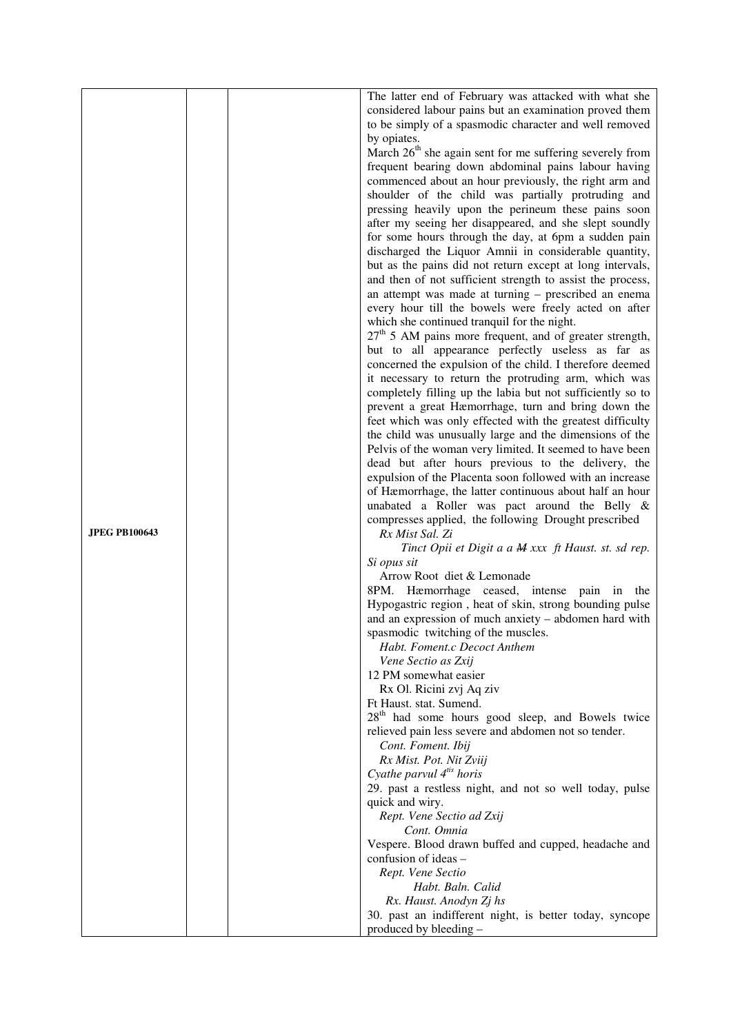| | | | |
|---|---|---|---|
| **JPEG PB100643** | | | The latter end of February was attacked with what she considered labour pains but an examination proved them to be simply of a spasmodic character and well removed by opiates.<br>March 26th she again sent for me suffering severely from frequent bearing down abdominal pains labour having commenced about an hour previously, the right arm and shoulder of the child was partially protruding and pressing heavily upon the perineum these pains soon after my seeing her disappeared, and she slept soundly for some hours through the day, at 6pm a sudden pain discharged the Liquor Amnii in considerable quantity, but as the pains did not return except at long intervals, and then of not sufficient strength to assist the process, an attempt was made at turning – prescribed an enema every hour till the bowels were freely acted on after which she continued tranquil for the night.<br>27th 5 AM pains more frequent, and of greater strength, but to all appearance perfectly useless as far as concerned the expulsion of the child. I therefore deemed it necessary to return the protruding arm, which was completely filling up the labia but not sufficiently so to prevent a great Hæmorrhage, turn and bring down the feet which was only effected with the greatest difficulty the child was unusually large and the dimensions of the Pelvis of the woman very limited. It seemed to have been dead but after hours previous to the delivery, the expulsion of the Placenta soon followed with an increase of Hæmorrhage, the latter continuous about half an hour unabated a Roller was pact around the Belly & compresses applied, the following Drought prescribed<br>*Rx Mist Sal. Zi*<br>*Tinct Opii et Digit a a ~~M~~ xxx ft Haust. st. sd rep. Si opus sit*<br>Arrow Root diet & Lemonade<br>8PM. Hæmorrhage ceased, intense pain in the Hypogastric region , heat of skin, strong bounding pulse and an expression of much anxiety – abdomen hard with spasmodic twitching of the muscles.<br>*Habt. Foment.c Decoct Anthem*<br>*Vene Sectio as Zxij*<br>12 PM somewhat easier<br>Rx Ol. Ricini zvj Aq ziv<br>Ft Haust. stat. Sumend.<br>28th had some hours good sleep, and Bowels twice relieved pain less severe and abdomen not so tender.<br>*Cont. Foment. Ibij*<br>*Rx Mist. Pot. Nit Zviij*<br>*Cyathe parvul 4tis horis*<br>29. past a restless night, and not so well today, pulse quick and wiry.<br>*Rept. Vene Sectio ad Zxij*<br>*Cont. Omnia*<br>Vespere. Blood drawn buffed and cupped, headache and confusion of ideas –<br>*Rept. Vene Sectio*<br>*Habt. Baln. Calid*<br>*Rx. Haust. Anodyn Zj hs*<br>30. past an indifferent night, is better today, syncope produced by bleeding – |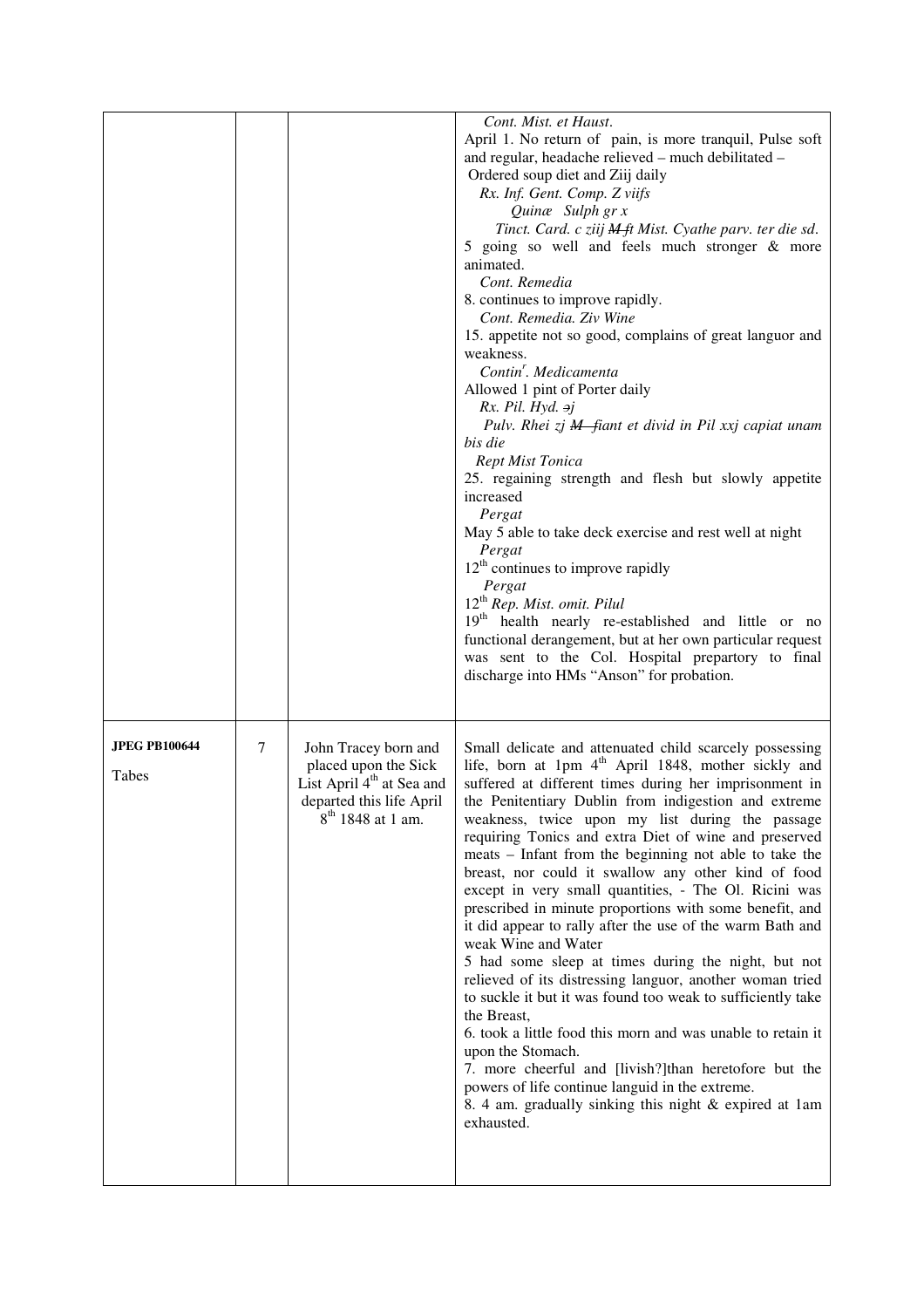| | | | |
|---|---|---|---|
| | | | *Cont. Mist. et Haust*.<br>April 1. No return of pain, is more tranquil, Pulse soft and regular, headache relieved – much debilitated –<br>Ordered soup diet and Ziij daily<br>*Rx. Inf. Gent. Comp. Z viifs*<br>*Quinæ Sulph gr x*<br>*Tinct. Card. c ziij* ~~*M*~~ *ft Mist. Cyathe parv. ter die sd*.<br>5 going so well and feels much stronger & more animated.<br>*Cont. Remedia*<br>8. continues to improve rapidly.<br>*Cont. Remedia. Ziv Wine*<br>15. appetite not so good, complains of great languor and weakness.<br>*Contin*r*. Medicamenta*<br>Allowed 1 pint of Porter daily<br>*Rx. Pil. Hyd. ℈j*<br>*Pulv. Rhei zj* ~~*M*~~ *fiant et divid in Pil xxj capiat unam bis die*<br>*Rept Mist Tonica*<br>25. regaining strength and flesh but slowly appetite increased<br>*Pergat*<br>May 5 able to take deck exercise and rest well at night<br>*Pergat*<br>12th continues to improve rapidly<br>*Pergat*<br>12th *Rep. Mist. omit. Pilul*<br>19th health nearly re-established and little or no functional derangement, but at her own particular request was sent to the Col. Hospital prepartory to final discharge into HMs "Anson" for probation. |
| **JPEG PB100644**<br><br>Tabes | 7 | John Tracey born and placed upon the Sick List April 4th at Sea and departed this life April 8th 1848 at 1 am. | Small delicate and attenuated child scarcely possessing life, born at 1pm 4th April 1848, mother sickly and suffered at different times during her imprisonment in the Penitentiary Dublin from indigestion and extreme weakness, twice upon my list during the passage requiring Tonics and extra Diet of wine and preserved meats – Infant from the beginning not able to take the breast, nor could it swallow any other kind of food except in very small quantities, - The Ol. Ricini was prescribed in minute proportions with some benefit, and it did appear to rally after the use of the warm Bath and weak Wine and Water<br>5 had some sleep at times during the night, but not relieved of its distressing languor, another woman tried to suckle it but it was found too weak to sufficiently take the Breast,<br>6. took a little food this morn and was unable to retain it upon the Stomach.<br>7. more cheerful and [livish?]than heretofore but the powers of life continue languid in the extreme.<br>8. 4 am. gradually sinking this night & expired at 1am exhausted. |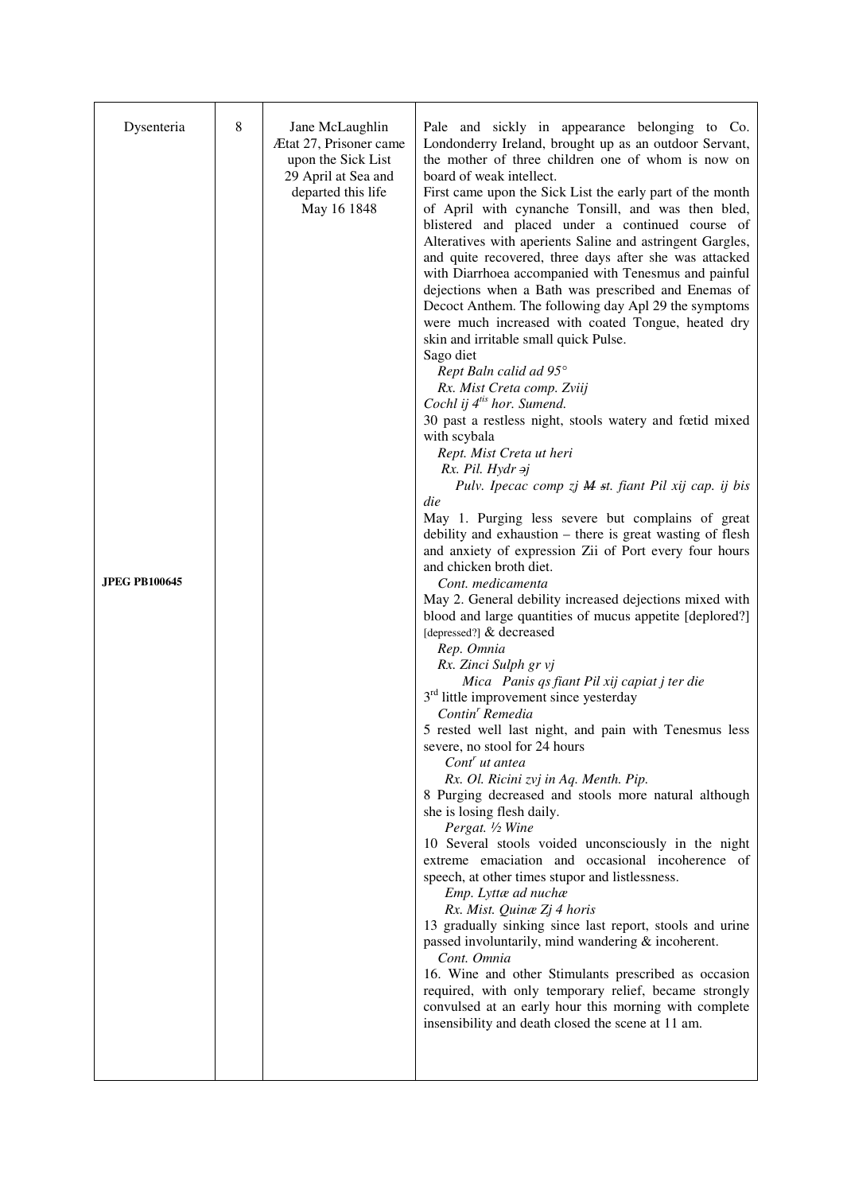| | | | |
|---|---|---|---|
| Dysenteria<br><br>**JPEG PB100645** | 8 | Jane McLaughlin Ætat 27, Prisoner came upon the Sick List 29 April at Sea and departed this life May 16 1848 | Pale and sickly in appearance belonging to Co. Londonderry Ireland, brought up as an outdoor Servant, the mother of three children one of whom is now on board of weak intellect.<br>First came upon the Sick List the early part of the month of April with cynanche Tonsill, and was then bled, blistered and placed under a continued course of Alteratives with aperients Saline and astringent Gargles, and quite recovered, three days after she was attacked with Diarrhoea accompanied with Tenesmus and painful dejections when a Bath was prescribed and Enemas of Decoct Anthem. The following day Apl 29 the symptoms were much increased with coated Tongue, heated dry skin and irritable small quick Pulse.<br>Sago diet<br>*Rept Baln calid ad 95°*<br>*Rx. Mist Creta comp. Ʒviij*<br>*Cochl ij 4^tis hor. Sumend.*<br>30 past a restless night, stools watery and fœtid mixed with scybala<br>*Rept. Mist Creta ut heri*<br>*Rx. Pil. Hydr ∋j*<br>*Pulv. Ipecac comp ʒj ~~M st~~. fiant Pil xij cap. ij bis die*<br>May 1. Purging less severe but complains of great debility and exhaustion – there is great wasting of flesh and anxiety of expression Ʒii of Port every four hours and chicken broth diet.<br>*Cont. medicamenta*<br>May 2. General debility increased dejections mixed with blood and large quantities of mucus appetite [deplored?] [depressed?] & decreased<br>*Rep. Omnia*<br>*Rx. Zinci Sulph gr vj*<br>*Mica Panis qs fiant Pil xij capiat j ter die*<br>3rd little improvement since yesterday<br>*Contin^r Remedia*<br>5 rested well last night, and pain with Tenesmus less severe, no stool for 24 hours<br>*Cont^r ut antea*<br>*Rx. Ol. Ricini ʒvj in Aq. Menth. Pip.*<br>8 Purging decreased and stools more natural although she is losing flesh daily.<br>*Pergat. ½ Wine*<br>10 Several stools voided unconsciously in the night extreme emaciation and occasional incoherence of speech, at other times stupor and listlessness.<br>*Emp. Lyttæ ad nuchæ*<br>*Rx. Mist. Quinæ Ʒj 4 horis*<br>13 gradually sinking since last report, stools and urine passed involuntarily, mind wandering & incoherent.<br>*Cont. Omnia*<br>16. Wine and other Stimulants prescribed as occasion required, with only temporary relief, became strongly convulsed at an early hour this morning with complete insensibility and death closed the scene at 11 am. |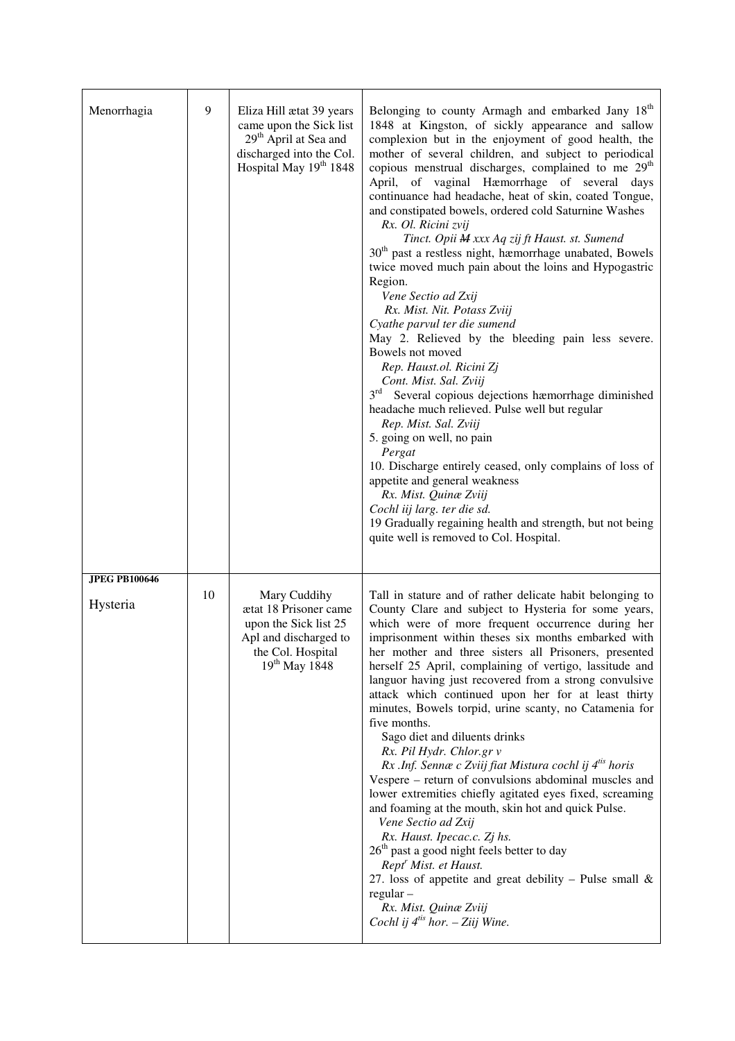| | | | |
|---|---|---|---|
| Menorrhagia | 9 | Eliza Hill ætat 39 years came upon the Sick list 29th April at Sea and discharged into the Col. Hospital May 19th 1848 | Belonging to county Armagh and embarked Jany 18th 1848 at Kingston, of sickly appearance and sallow complexion but in the enjoyment of good health, the mother of several children, and subject to periodical copious menstrual discharges, complained to me 29th April, of vaginal Hæmorrhage of several days continuance had headache, heat of skin, coated Tongue, and constipated bowels, ordered cold Saturnine Washes<br>*Rx. Ol. Ricini ʒvij*<br>*Tinct. Opii ~~M~~ xxx Aq ʒij ft Haust. st. Sumend*<br>30th past a restless night, hæmorrhage unabated, Bowels twice moved much pain about the loins and Hypogastric Region.<br>*Vene Sectio ad ℥xij*<br>*Rx. Mist. Nit. Potass ℥viij*<br>*Cyathe parvul ter die sumend*<br>May 2. Relieved by the bleeding pain less severe. Bowels not moved<br>*Rep. Haust.ol. Ricini ℥j*<br>*Cont. Mist. Sal. ℥viij*<br>3rd Several copious dejections hæmorrhage diminished headache much relieved. Pulse well but regular<br>*Rep. Mist. Sal. ℥viij*<br>5. going on well, no pain<br>*Pergat*<br>10. Discharge entirely ceased, only complains of loss of appetite and general weakness<br>*Rx. Mist. Quinæ ℥viij*<br>*Cochl iij larg. ter die sd.*<br>19 Gradually regaining health and strength, but not being quite well is removed to Col. Hospital. |
| **JPEG PB100646**<br><br>Hysteria | 10 | Mary Cuddihy ætat 18 Prisoner came upon the Sick list 25 Apl and discharged to the Col. Hospital 19th May 1848 | Tall in stature and of rather delicate habit belonging to County Clare and subject to Hysteria for some years, which were of more frequent occurrence during her imprisonment within theses six months embarked with her mother and three sisters all Prisoners, presented herself 25 April, complaining of vertigo, lassitude and languor having just recovered from a strong convulsive attack which continued upon her for at least thirty minutes, Bowels torpid, urine scanty, no Catamenia for five months.<br>Sago diet and diluents drinks<br>*Rx. Pil Hydr. Chlor.gr v*<br>*Rx .Inf. Sennæ c ℥viij fiat Mistura cochl ij 4tis horis*<br>Vespere – return of convulsions abdominal muscles and lower extremities chiefly agitated eyes fixed, screaming and foaming at the mouth, skin hot and quick Pulse.<br>*Vene Sectio ad ℥xij*<br>*Rx. Haust. Ipecac.c. ℥j hs.*<br>26th past a good night feels better to day<br>*Reptr Mist. et Haust.*<br>27. loss of appetite and great debility – Pulse small & regular –<br>*Rx. Mist. Quinæ ℥viij*<br>*Cochl ij 4tis hor. – ℥iij Wine.* |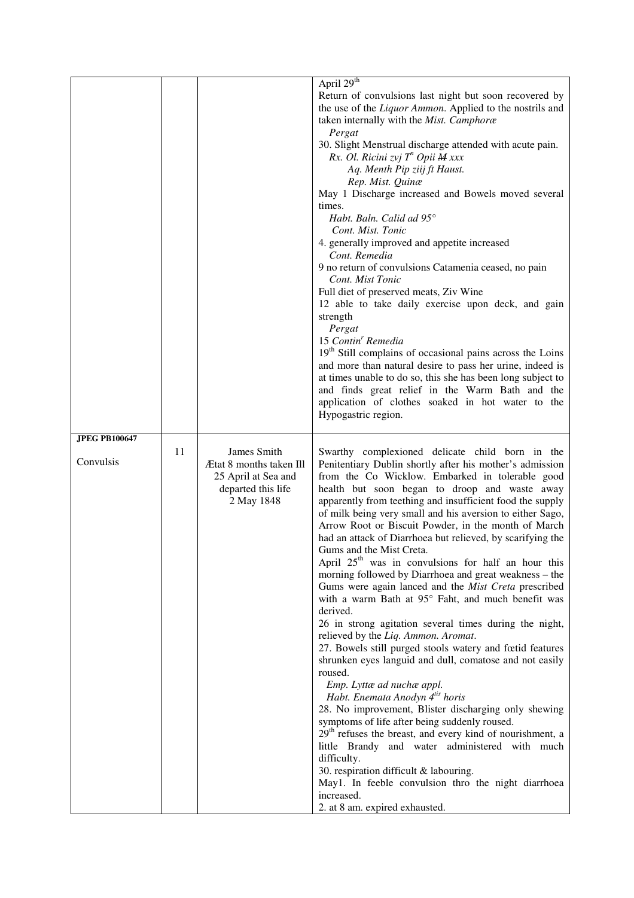| | | | |
|---|---|---|---|
| | | | April 29th<br>Return of convulsions last night but soon recovered by the use of the *Liquor Ammon*. Applied to the nostrils and taken internally with the *Mist. Camphoræ*<br>*Pergat*<br>30. Slight Menstrual discharge attended with acute pain.<br>*Rx. Ol. Ricini zvj T*[n] *Opii ~~M~~ xxx*<br>*Aq. Menth Pip ziij ft Haust.*<br>*Rep. Mist. Quinæ*<br>May 1 Discharge increased and Bowels moved several times.<br>*Habt. Baln. Calid ad 95°*<br>*Cont. Mist. Tonic*<br>4. generally improved and appetite increased<br>*Cont. Remedia*<br>9 no return of convulsions Catamenia ceased, no pain<br>*Cont. Mist Tonic*<br>Full diet of preserved meats, Ziv Wine<br>12 able to take daily exercise upon deck, and gain strength<br>*Pergat*<br>15 *Contin*[r] *Remedia*<br>19th Still complains of occasional pains across the Loins and more than natural desire to pass her urine, indeed is at times unable to do so, this she has been long subject to and finds great relief in the Warm Bath and the application of clothes soaked in hot water to the Hypogastric region. |
| **JPEG PB100647**<br><br>Convulsis | 11 | James Smith<br>Ætat 8 months taken Ill 25 April at Sea and departed this life 2 May 1848 | Swarthy complexioned delicate child born in the Penitentiary Dublin shortly after his mother's admission from the Co Wicklow. Embarked in tolerable good health but soon began to droop and waste away apparently from teething and insufficient food the supply of milk being very small and his aversion to either Sago, Arrow Root or Biscuit Powder, in the month of March had an attack of Diarrhoea but relieved, by scarifying the Gums and the Mist Creta.<br>April 25th was in convulsions for half an hour this morning followed by Diarrhoea and great weakness – the Gums were again lanced and the *Mist Creta* prescribed with a warm Bath at 95° Faht, and much benefit was derived.<br>26 in strong agitation several times during the night, relieved by the *Liq. Ammon. Aromat*.<br>27. Bowels still purged stools watery and fœtid features shrunken eyes languid and dull, comatose and not easily roused.<br>*Emp. Lyttæ ad nuchæ appl.*<br>*Habt. Enemata Anodyn 4*[tis] *horis*<br>28. No improvement, Blister discharging only shewing symptoms of life after being suddenly roused.<br>29th refuses the breast, and every kind of nourishment, a little Brandy and water administered with much difficulty.<br>30. respiration difficult & labouring.<br>May1. In feeble convulsion thro the night diarrhoea increased.<br>2. at 8 am. expired exhausted. |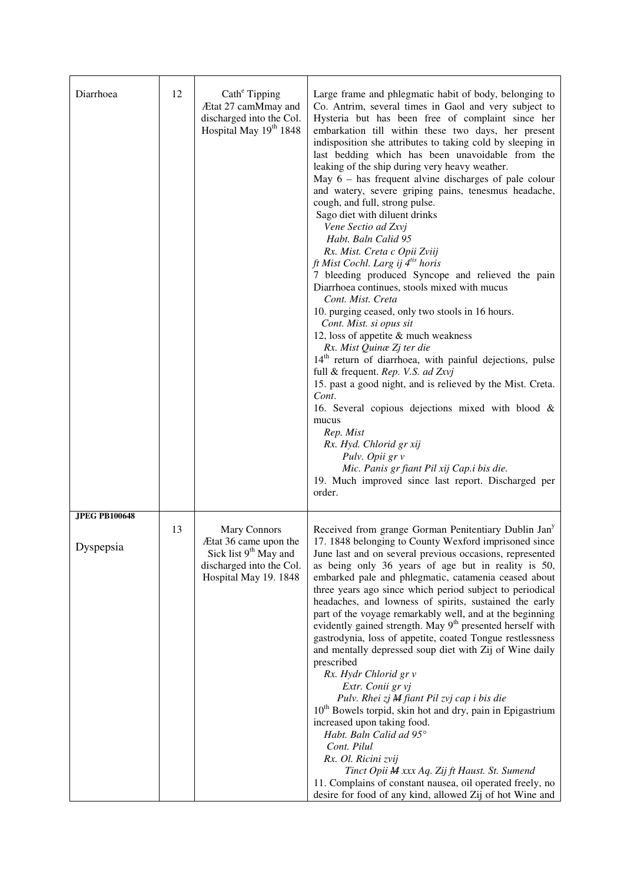| | | | |
|---|---|---|---|
| Diarrhoea | 12 | Cath[e] Tipping<br>Ætat 27 camMmay and discharged into the Col. Hospital May 19[th] 1848 | Large frame and phlegmatic habit of body, belonging to Co. Antrim, several times in Gaol and very subject to Hysteria but has been free of complaint since her embarkation till within these two days, her present indisposition she attributes to taking cold by sleeping in last bedding which has been unavoidable from the leaking of the ship during very heavy weather.<br>May 6 – has frequent alvine discharges of pale colour and watery, severe griping pains, tenesmus headache, cough, and full, strong pulse.<br>Sago diet with diluent drinks<br>*Vene Sectio ad Zxvj*<br>*Habt. Baln Calid 95*<br>*Rx. Mist. Creta c Opii Zviij*<br>*ft Mist Cochl. Larg ij 4[tis] horis*<br>7 bleeding produced Syncope and relieved the pain Diarrhoea continues, stools mixed with mucus<br>*Cont. Mist. Creta*<br>10. purging ceased, only two stools in 16 hours.<br>*Cont. Mist. si opus sit*<br>12, loss of appetite & much weakness<br>*Rx. Mist Quinæ Zj ter die*<br>14[th] return of diarrhoea, with painful dejections, pulse full & frequent. *Rep. V.S. ad Zxvj*<br>15. past a good night, and is relieved by the Mist. Creta. *Cont*.<br>16. Several copious dejections mixed with blood & mucus<br>*Rep. Mist*<br>*Rx. Hyd. Chlorid gr xij*<br>*Pulv. Opii gr v*<br>*Mic. Panis gr fiant Pil xij Cap.i bis die.*<br>19. Much improved since last report. Discharged per order. |
| **JPEG PB100648**<br><br>Dyspepsia | 13 | Mary Connors<br>Ætat 36 came upon the Sick list 9[th] May and discharged into the Col. Hospital May 19. 1848 | Received from grange Gorman Penitentiary Dublin Jan[y] 17. 1848 belonging to County Wexford imprisoned since June last and on several previous occasions, represented as being only 36 years of age but in reality is 50, embarked pale and phlegmatic, catamenia ceased about three years ago since which period subject to periodical headaches, and lowness of spirits, sustained the early part of the voyage remarkably well, and at the beginning evidently gained strength. May 9[th] presented herself with gastrodynia, loss of appetite, coated Tongue restlessness and mentally depressed soup diet with Zij of Wine daily prescribed<br>*Rx. Hydr Chlorid gr v*<br>*Extr. Conii gr vj*<br>*Pulv. Rhei zj ~~M~~ fiant Pil zvj cap i bis die*<br>10[th] Bowels torpid, skin hot and dry, pain in Epigastrium increased upon taking food.<br>*Habt. Baln Calid ad 95°*<br>*Cont. Pilul*<br>*Rx. Ol. Ricini zvij*<br>*Tinct Opii ~~M~~ xxx Aq. Zij ft Haust. St. Sumend*<br>11. Complains of constant nausea, oil operated freely, no desire for food of any kind, allowed Zij of hot Wine and |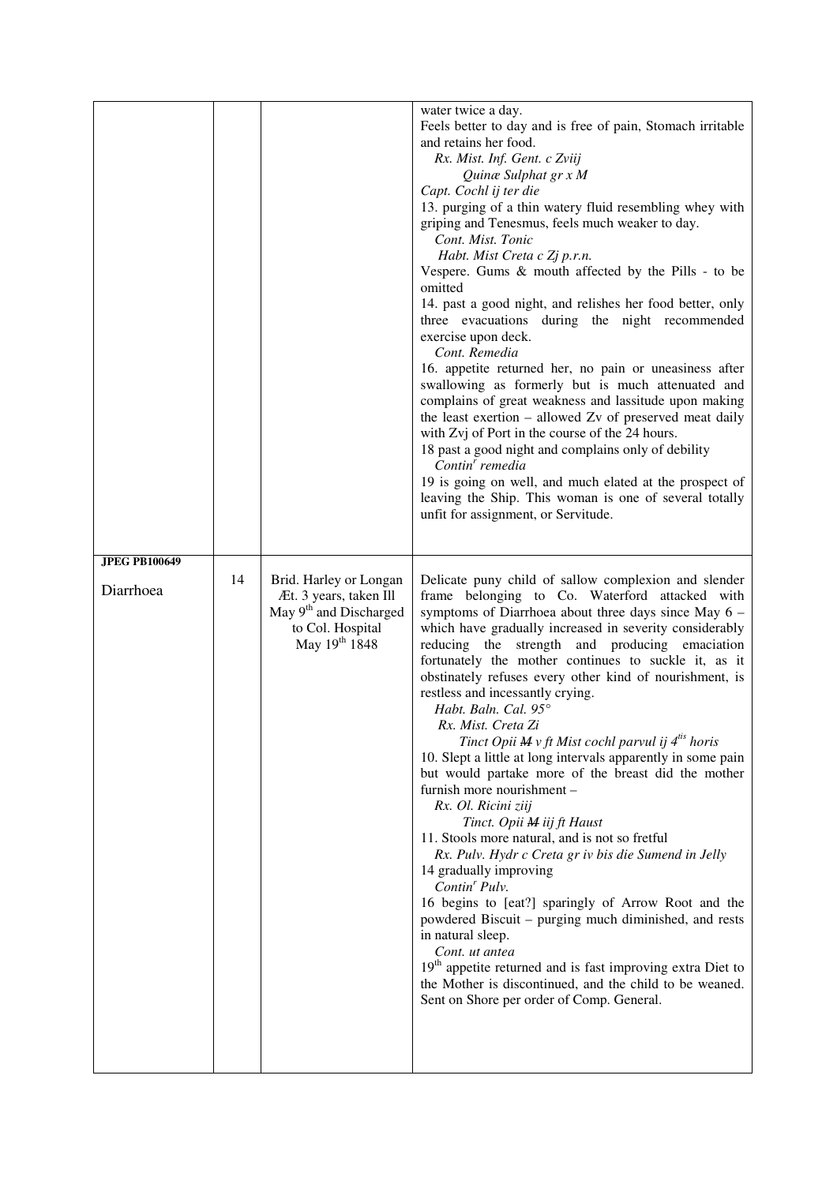| | | | |
|---|---|---|---|
| | | | water twice a day.<br>Feels better to day and is free of pain, Stomach irritable and retains her food.<br>*Rx. Mist. Inf. Gent. c Zviij*<br>*Quinæ Sulphat gr x M*<br>*Capt. Cochl ij ter die*<br>13. purging of a thin watery fluid resembling whey with griping and Tenesmus, feels much weaker to day.<br>*Cont. Mist. Tonic*<br>*Habt. Mist Creta c Zj p.r.n.*<br>Vespere. Gums & mouth affected by the Pills - to be omitted<br>14. past a good night, and relishes her food better, only three evacuations during the night recommended exercise upon deck.<br>*Cont. Remedia*<br>16. appetite returned her, no pain or uneasiness after swallowing as formerly but is much attenuated and complains of great weakness and lassitude upon making the least exertion – allowed Zv of preserved meat daily with Zvj of Port in the course of the 24 hours.<br>18 past a good night and complains only of debility<br>*Contin^r remedia*<br>19 is going on well, and much elated at the prospect of leaving the Ship. This woman is one of several totally unfit for assignment, or Servitude. |
| **JPEG PB100649**<br><br>Diarrhoea | 14 | Brid. Harley or Longan Æt. 3 years, taken Ill May 9th and Discharged to Col. Hospital May 19th 1848 | Delicate puny child of sallow complexion and slender frame belonging to Co. Waterford attacked with symptoms of Diarrhoea about three days since May 6 – which have gradually increased in severity considerably reducing the strength and producing emaciation fortunately the mother continues to suckle it, as it obstinately refuses every other kind of nourishment, is restless and incessantly crying.<br>*Habt. Baln. Cal. 95°*<br>*Rx. Mist. Creta Zi*<br>*Tinct Opii ~~M~~ v ft Mist cochl parvul ij 4^tis horis*<br>10. Slept a little at long intervals apparently in some pain but would partake more of the breast did the mother furnish more nourishment –<br>*Rx. Ol. Ricini ziij*<br>*Tinct. Opii ~~M~~ iij ft Haust*<br>11. Stools more natural, and is not so fretful<br>*Rx. Pulv. Hydr c Creta gr iv bis die Sumend in Jelly*<br>14 gradually improving<br>*Contin^r Pulv.*<br>16 begins to [eat?] sparingly of Arrow Root and the powdered Biscuit – purging much diminished, and rests in natural sleep.<br>*Cont. ut antea*<br>19th appetite returned and is fast improving extra Diet to the Mother is discontinued, and the child to be weaned. Sent on Shore per order of Comp. General. |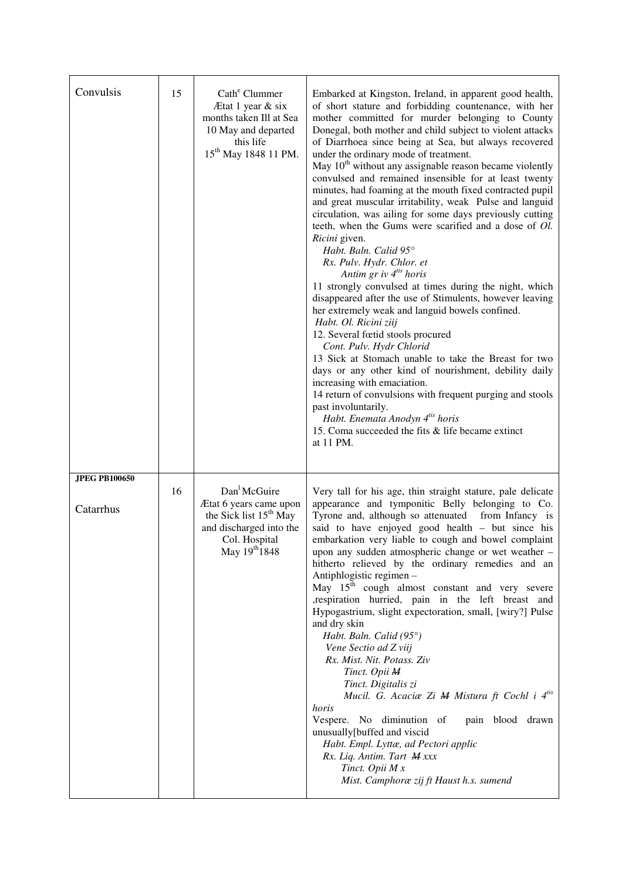| | | | |
|---|---|---|---|
| Convulsis | 15 | Cath[e] Clummer<br>Ætat 1 year & six months taken Ill at Sea 10 May and departed this life<br>15[th] May 1848 11 PM. | Embarked at Kingston, Ireland, in apparent good health, of short stature and forbidding countenance, with her mother committed for murder belonging to County Donegal, both mother and child subject to violent attacks of Diarrhoea since being at Sea, but always recovered under the ordinary mode of treatment.<br>May 10[th] without any assignable reason became violently convulsed and remained insensible for at least twenty minutes, had foaming at the mouth fixed contracted pupil and great muscular irritability, weak Pulse and languid circulation, was ailing for some days previously cutting teeth, when the Gums were scarified and a dose of *Ol. Ricini* given.<br>*Habt. Baln. Calid 95°*<br>*Rx. Pulv. Hydr. Chlor. et*<br>*Antim gr iv 4[tis] horis*<br>11 strongly convulsed at times during the night, which disappeared after the use of Stimulents, however leaving her extremely weak and languid bowels confined.<br>*Habt. Ol. Ricini ℥iij*<br>12. Several fœtid stools procured<br>*Cont. Pulv. Hydr Chlorid*<br>13 Sick at Stomach unable to take the Breast for two days or any other kind of nourishment, debility daily increasing with emaciation.<br>14 return of convulsions with frequent purging and stools past involuntarily.<br>*Habt. Enemata Anodyn 4[tis] horis*<br>15. Coma succeeded the fits & life became extinct at 11 PM. |
| **JPEG PB100650**<br><br>Catarrhus | 16 | Dan[l] McGuire<br>Ætat 6 years came upon the Sick list 15[th] May and discharged into the Col. Hospital<br>May 19[th]1848 | Very tall for his age, thin straight stature, pale delicate appearance and tymponitic Belly belonging to Co. Tyrone and, although so attenuated from Infancy is said to have enjoyed good health – but since his embarkation very liable to cough and bowel complaint upon any sudden atmospheric change or wet weather – hitherto relieved by the ordinary remedies and an Antiphlogistic regimen –<br>May 15[th] cough almost constant and very severe ,respiration hurried, pain in the left breast and Hypogastrium, slight expectoration, small, [wiry?] Pulse and dry skin<br>*Habt. Baln. Calid (95°)*<br>*Vene Sectio ad ℥ viij*<br>*Rx. Mist. Nit. Potass. ℥iv*<br>*Tinct. Opii ~~M~~*<br>*Tinct. Digitalis ℥i*<br>*Mucil. G. Acaciæ ℥i ~~M~~ Mistura ft Cochl i 4[tis] horis*<br>Vespere. No diminution of pain blood drawn unusually[buffed and viscid<br>*Habt. Empl. Lyttæ, ad Pectori applic*<br>*Rx. Liq. Antim. Tart ~~M~~ xxx*<br>*Tinct. Opii M x*<br>*Mist. Camphoræ ℥ij ft Haust h.s. sumend* |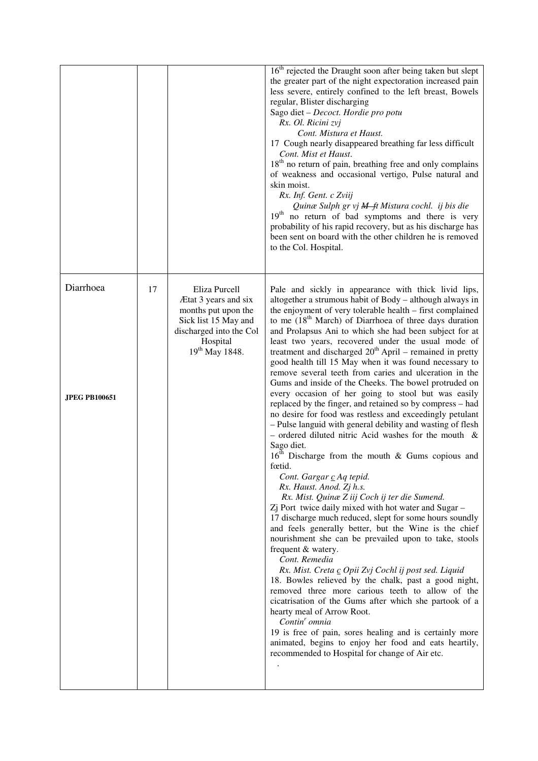| | | | |
|---|---|---|---|
| | | | $16^{th}$ rejected the Draught soon after being taken but slept the greater part of the night expectoration increased pain less severe, entirely confined to the left breast, Bowels regular, Blister discharging<br>Sago diet – *Decoct. Hordie pro potu*<br>*Rx. Ol. Ricini zvj*<br>*Cont. Mistura et Haust.*<br>17 Cough nearly disappeared breathing far less difficult<br>*Cont. Mist et Haust.*<br>$18^{th}$ no return of pain, breathing free and only complains of weakness and occasional vertigo, Pulse natural and skin moist.<br>*Rx. Inf. Gent. c Zviij*<br>*Quinæ Sulph gr vj ~~M~~ ft Mistura cochl. ij bis die*<br>$19^{th}$ no return of bad symptoms and there is very probability of his rapid recovery, but as his discharge has been sent on board with the other children he is removed to the Col. Hospital. |
| Diarrhoea<br><br>**JPEG PB100651** | 17 | Eliza Purcell<br>Ætat 3 years and six months put upon the Sick list 15 May and discharged into the Col Hospital<br>$19^{th}$ May 1848. | Pale and sickly in appearance with thick livid lips, altogether a strumous habit of Body – although always in the enjoyment of very tolerable health – first complained to me ($18^{th}$ March) of Diarrhoea of three days duration and Prolapsus Ani to which she had been subject for at least two years, recovered under the usual mode of treatment and discharged $20^{th}$ April – remained in pretty good health till 15 May when it was found necessary to remove several teeth from caries and ulceration in the Gums and inside of the Cheeks. The bowel protruded on every occasion of her going to stool but was easily replaced by the finger, and retained so by compress – had no desire for food was restless and exceedingly petulant – Pulse languid with general debility and wasting of flesh – ordered diluted nitric Acid washes for the mouth & Sago diet.<br>$16^{th}$ Discharge from the mouth & Gums copious and fœtid.<br>*Cont. Gargar c Aq tepid.*<br>*Rx. Haust. Anod. Zj h.s.*<br>*Rx. Mist. Quinæ Z iij Coch ij ter die Sumend.*<br>Zj Port twice daily mixed with hot water and Sugar –<br>17 discharge much reduced, slept for some hours soundly and feels generally better, but the Wine is the chief nourishment she can be prevailed upon to take, stools frequent & watery.<br>*Cont. Remedia*<br>*Rx. Mist. Creta c Opii Zvj Cochl ij post sed. Liquid*<br>18. Bowles relieved by the chalk, past a good night, removed three more carious teeth to allow of the cicatrisation of the Gums after which she partook of a hearty meal of Arrow Root.<br>*Contin<sup>r</sup> omnia*<br>19 is free of pain, sores healing and is certainly more animated, begins to enjoy her food and eats heartily, recommended to Hospital for change of Air etc.<br>. |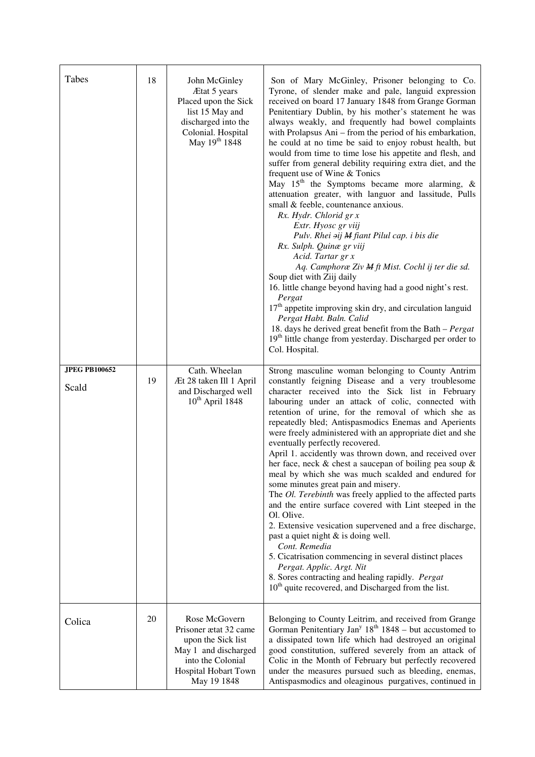| | | | |
|---|---|---|---|
| Tabes | 18 | John McGinley<br>Ætat 5 years<br>Placed upon the Sick list 15 May and discharged into the Colonial. Hospital May 19th 1848 | Son of Mary McGinley, Prisoner belonging to Co. Tyrone, of slender make and pale, languid expression received on board 17 January 1848 from Grange Gorman Penitentiary Dublin, by his mother's statement he was always weakly, and frequently had bowel complaints with Prolapsus Ani – from the period of his embarkation, he could at no time be said to enjoy robust health, but would from time to time lose his appetite and flesh, and suffer from general debility requiring extra diet, and the frequent use of Wine & Tonics<br>May 15th the Symptoms became more alarming, & attenuation greater, with languor and lassitude, Pulls small & feeble, countenance anxious.<br>*Rx. Hydr. Chlorid gr x*<br>*Extr. Hyosc gr viij*<br>*Pulv. Rhei ℈ij M fiant Pilul cap. i bis die*<br>*Rx. Sulph. Quinæ gr viij*<br>*Acid. Tartar gr x*<br>*Aq. Camphoræ Ƶiv M ft Mist. Cochl ij ter die sd.*<br>Soup diet with Ƶiij daily<br>16. little change beyond having had a good night's rest.<br>*Pergat*<br>17th appetite improving skin dry, and circulation languid<br>*Pergat Habt. Baln. Calid*<br>18. days he derived great benefit from the Bath – *Pergat*<br>19th little change from yesterday. Discharged per order to Col. Hospital. |
| **JPEG PB100652**<br>Scald | 19 | Cath. Wheelan<br>Æt 28 taken Ill 1 April and Discharged well 10th April 1848 | Strong masculine woman belonging to County Antrim constantly feigning Disease and a very troublesome character received into the Sick list in February labouring under an attack of colic, connected with retention of urine, for the removal of which she as repeatedly bled; Antispasmodics Enemas and Aperients were freely administered with an appropriate diet and she eventually perfectly recovered.<br>April 1. accidently was thrown down, and received over her face, neck & chest a saucepan of boiling pea soup & meal by which she was much scalded and endured for some minutes great pain and misery.<br>The *Ol. Terebinth* was freely applied to the affected parts and the entire surface covered with Lint steeped in the Ol. Olive.<br>2. Extensive vesication supervened and a free discharge, past a quiet night & is doing well.<br>*Cont. Remedia*<br>5. Cicatrisation commencing in several distinct places<br>*Pergat. Applic. Argt. Nit*<br>8. Sores contracting and healing rapidly. *Pergat*<br>10th quite recovered, and Discharged from the list. |
| Colica | 20 | Rose McGovern<br>Prisoner ætat 32 came upon the Sick list May 1 and discharged into the Colonial Hospital Hobart Town May 19 1848 | Belonging to County Leitrim, and received from Grange Gorman Penitentiary Jany 18th 1848 – but accustomed to a dissipated town life which had destroyed an original good constitution, suffered severely from an attack of Colic in the Month of February but perfectly recovered under the measures pursued such as bleeding, enemas, Antispasmodics and oleaginous purgatives, continued in |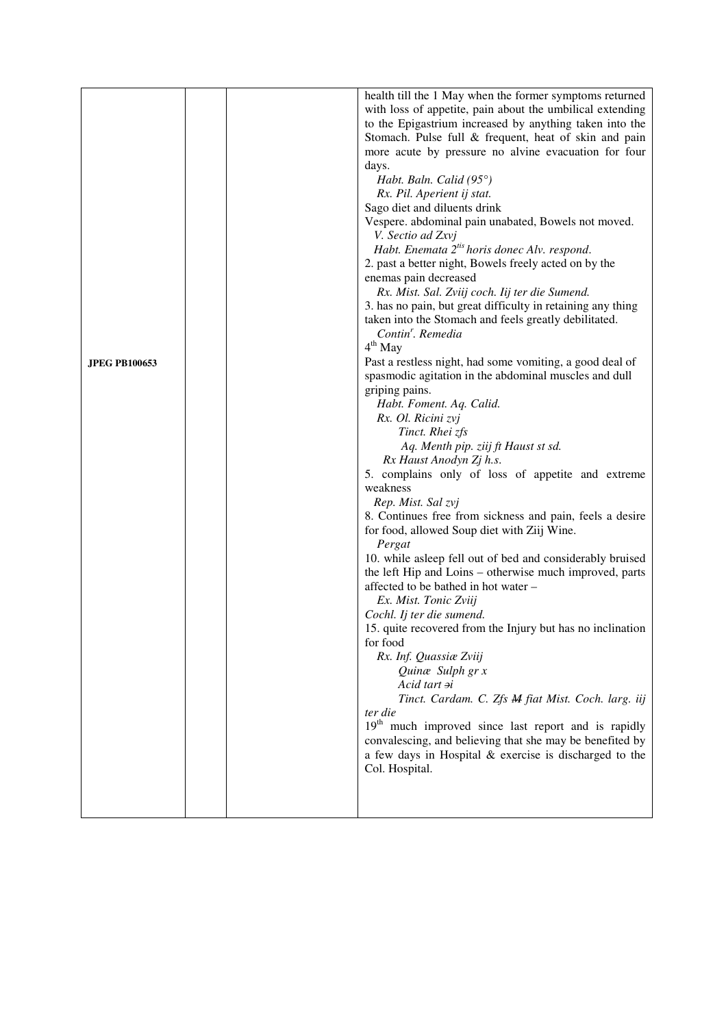| | | | |
|---|---|---|---|
| **JPEG PB100653** | | | health till the 1 May when the former symptoms returned with loss of appetite, pain about the umbilical extending to the Epigastrium increased by anything taken into the Stomach. Pulse full & frequent, heat of skin and pain more acute by pressure no alvine evacuation for four days.<br>*Habt. Baln. Calid (95°)*<br>*Rx. Pil. Aperient ij stat.*<br>Sago diet and diluents drink<br>Vespere. abdominal pain unabated, Bowels not moved.<br>*V. Sectio ad Ʒxvj*<br>*Habt. Enemata 2[tis] horis donec Alv. respond.*<br>2. past a better night, Bowels freely acted on by the enemas pain decreased<br>*Rx. Mist. Sal. Ʒviij coch. Iij ter die Sumend.*<br>3. has no pain, but great difficulty in retaining any thing taken into the Stomach and feels greatly debilitated.<br>*Contin[r]. Remedia*<br>4[th] May<br>Past a restless night, had some vomiting, a good deal of spasmodic agitation in the abdominal muscles and dull griping pains.<br>*Habt. Foment. Aq. Calid.*<br>*Rx. Ol. Ricini ʒvj*<br>*Tinct. Rhei ʒfs*<br>*Aq. Menth pip. ʒiij ft Haust st sd.*<br>*Rx Haust Anodyn Ʒj h.s.*<br>5. complains only of loss of appetite and extreme weakness<br>*Rep. Mist. Sal ʒvj*<br>8. Continues free from sickness and pain, feels a desire for food, allowed Soup diet with Ʒiij Wine.<br>*Pergat*<br>10. while asleep fell out of bed and considerably bruised the left Hip and Loins – otherwise much improved, parts affected to be bathed in hot water –<br>*Ex. Mist. Tonic Ʒviij*<br>*Cochl. Ij ter die sumend.*<br>15. quite recovered from the Injury but has no inclination for food<br>*Rx. Inf. Quassiæ Ʒviij*<br>*Quinæ Sulph gr x*<br>*Acid tart ϶i*<br>*Tinct. Cardam. C. Ʒfs ~~M~~ fiat Mist. Coch. larg. iij ter die*<br>19[th] much improved since last report and is rapidly convalescing, and believing that she may be benefited by a few days in Hospital & exercise is discharged to the Col. Hospital. |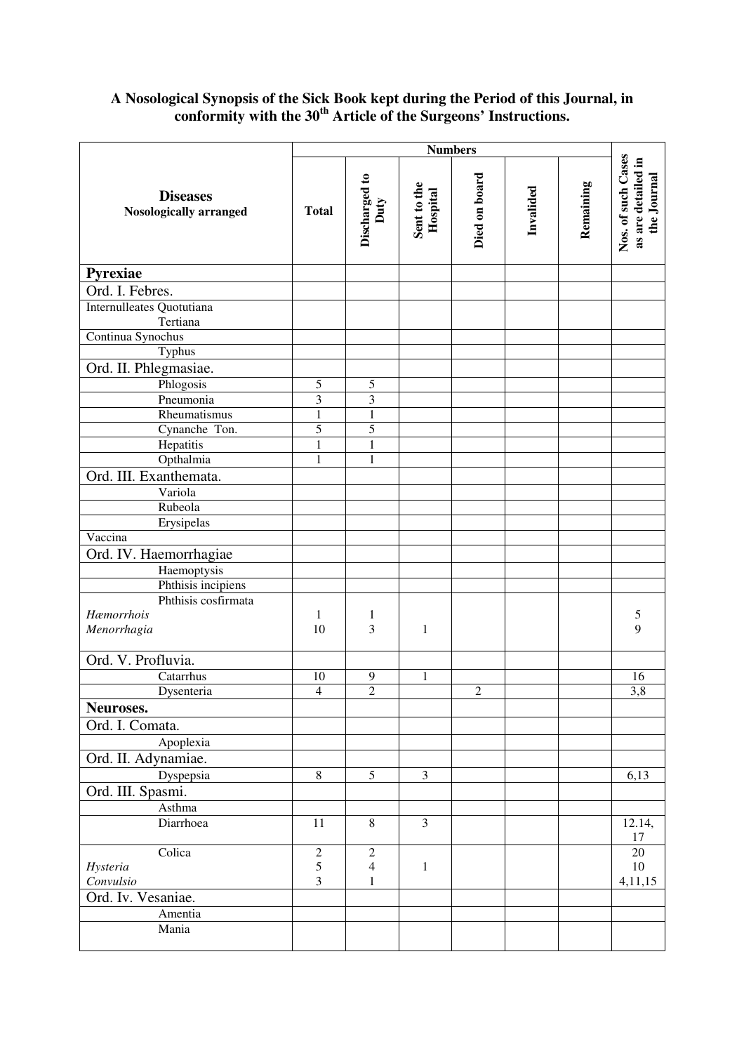### A Nosological Synopsis of the Sick Book kept during the Period of this Journal, in conformity with the 30th Article of the Surgeons' Instructions.

| **Diseases** Nosologically arranged | **Numbers** | | | | | | **Nos. of such Cases as are detailed in the Journal** |
|---|---|---|---|---|---|---|---|
| | **Total** | **Discharged to Duty** | **Sent to the Hospital** | **Died on board** | **Invalided** | **Remaining** | |
| **Pyrexiae** | | | | | | | |
| Ord. I. Febres. | | | | | | | |
| Internulleates Quotutiana | | | | | | | |
| Tertiana | | | | | | | |
| Continua Synochus | | | | | | | |
| Typhus | | | | | | | |
| Ord. II. Phlegmasiae. | | | | | | | |
| Phlogosis | 5 | 5 | | | | | |
| Pneumonia | 3 | 3 | | | | | |
| Rheumatismus | 1 | 1 | | | | | |
| Cynanche Ton. | 5 | 5 | | | | | |
| Hepatitis | 1 | 1 | | | | | |
| Opthalmia | 1 | 1 | | | | | |
| Ord. III. Exanthemata. | | | | | | | |
| Variola | | | | | | | |
| Rubeola | | | | | | | |
| Erysipelas | | | | | | | |
| Vaccina | | | | | | | |
| Ord. IV. Haemorrhagiae | | | | | | | |
| Haemoptysis | | | | | | | |
| Phthisis incipiens | | | | | | | |
| Phthisis cosfirmata | | | | | | | |
| *Hæmorrhois* | 1 | 1 | | | | | 5 |
| *Menorrhagia* | 10 | 3 | 1 | | | | 9 |
| Ord. V. Profluvia. | | | | | | | |
| Catarrhus | 10 | 9 | 1 | | | | 16 |
| Dysenteria | 4 | 2 | | 2 | | | 3,8 |
| **Neuroses.** | | | | | | | |
| Ord. I. Comata. | | | | | | | |
| Apoplexia | | | | | | | |
| Ord. II. Adynamiae. | | | | | | | |
| Dyspepsia | 8 | 5 | 3 | | | | 6,13 |
| Ord. III. Spasmi. | | | | | | | |
| Asthma | | | | | | | |
| Diarrhoea | 11 | 8 | 3 | | | | 12.14, 17 |
| Colica | 2 | 2 | | | | | 20 |
| *Hysteria* | 5 | 4 | 1 | | | | 10 |
| *Convulsio* | 3 | 1 | | | | | 4,11,15 |
| Ord. Iv. Vesaniae. | | | | | | | |
| Amentia | | | | | | | |
| Mania | | | | | | | |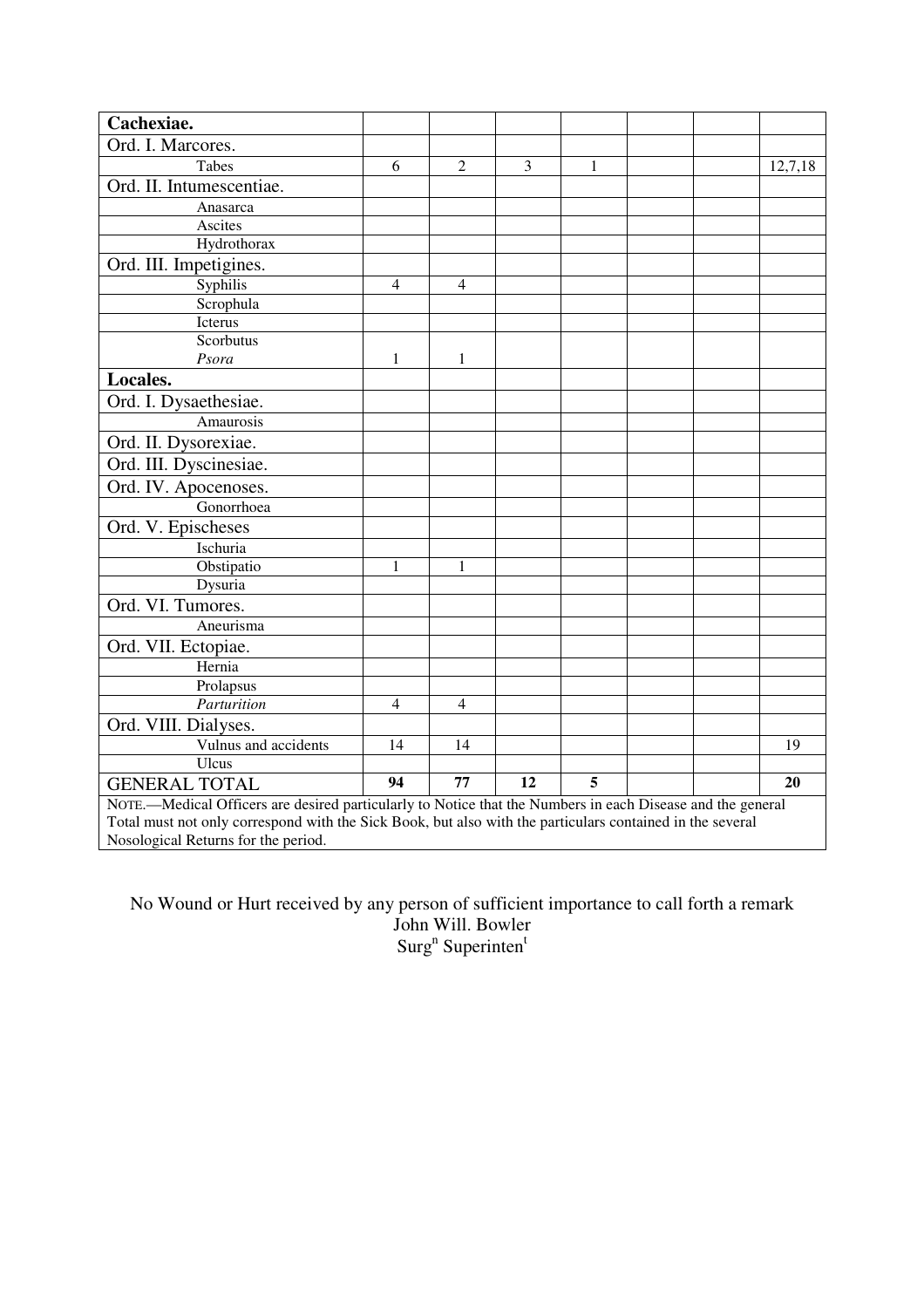| Cachexiae. | | | | | | | |
|---|---|---|---|---|---|---|---|
| Ord. I. Marcores. | | | | | | | |
| Tabes | 6 | 2 | 3 | 1 | | | 12,7,18 |
| Ord. II. Intumescentiae. | | | | | | | |
| Anasarca | | | | | | | |
| Ascites | | | | | | | |
| Hydrothorax | | | | | | | |
| Ord. III. Impetigines. | | | | | | | |
| Syphilis | 4 | 4 | | | | | |
| Scrophula | | | | | | | |
| Icterus | | | | | | | |
| Scorbutus *Psora* | 1 | 1 | | | | | |
| **Locales.** | | | | | | | |
| Ord. I. Dysaethesiae. | | | | | | | |
| Amaurosis | | | | | | | |
| Ord. II. Dysorexiae. | | | | | | | |
| Ord. III. Dyscinesiae. | | | | | | | |
| Ord. IV. Apocenoses. | | | | | | | |
| Gonorrhoea | | | | | | | |
| Ord. V. Epischeses | | | | | | | |
| Ischuria | | | | | | | |
| Obstipatio | 1 | 1 | | | | | |
| Dysuria | | | | | | | |
| Ord. VI. Tumores. | | | | | | | |
| Aneurisma | | | | | | | |
| Ord. VII. Ectopiae. | | | | | | | |
| Hernia | | | | | | | |
| Prolapsus | | | | | | | |
| *Parturition* | 4 | 4 | | | | | |
| Ord. VIII. Dialyses. | | | | | | | |
| Vulnus and accidents | 14 | 14 | | | | | 19 |
| Ulcus | | | | | | | |
| GENERAL TOTAL | **94** | **77** | **12** | **5** | | | **20** |

NOTE.—Medical Officers are desired particularly to Notice that the Numbers in each Disease and the general Total must not only correspond with the Sick Book, but also with the particulars contained in the several Nosological Returns for the period.

No Wound or Hurt received by any person of sufficient importance to call forth a remark

John Will. Bowler

Surg[n] Superinten[t]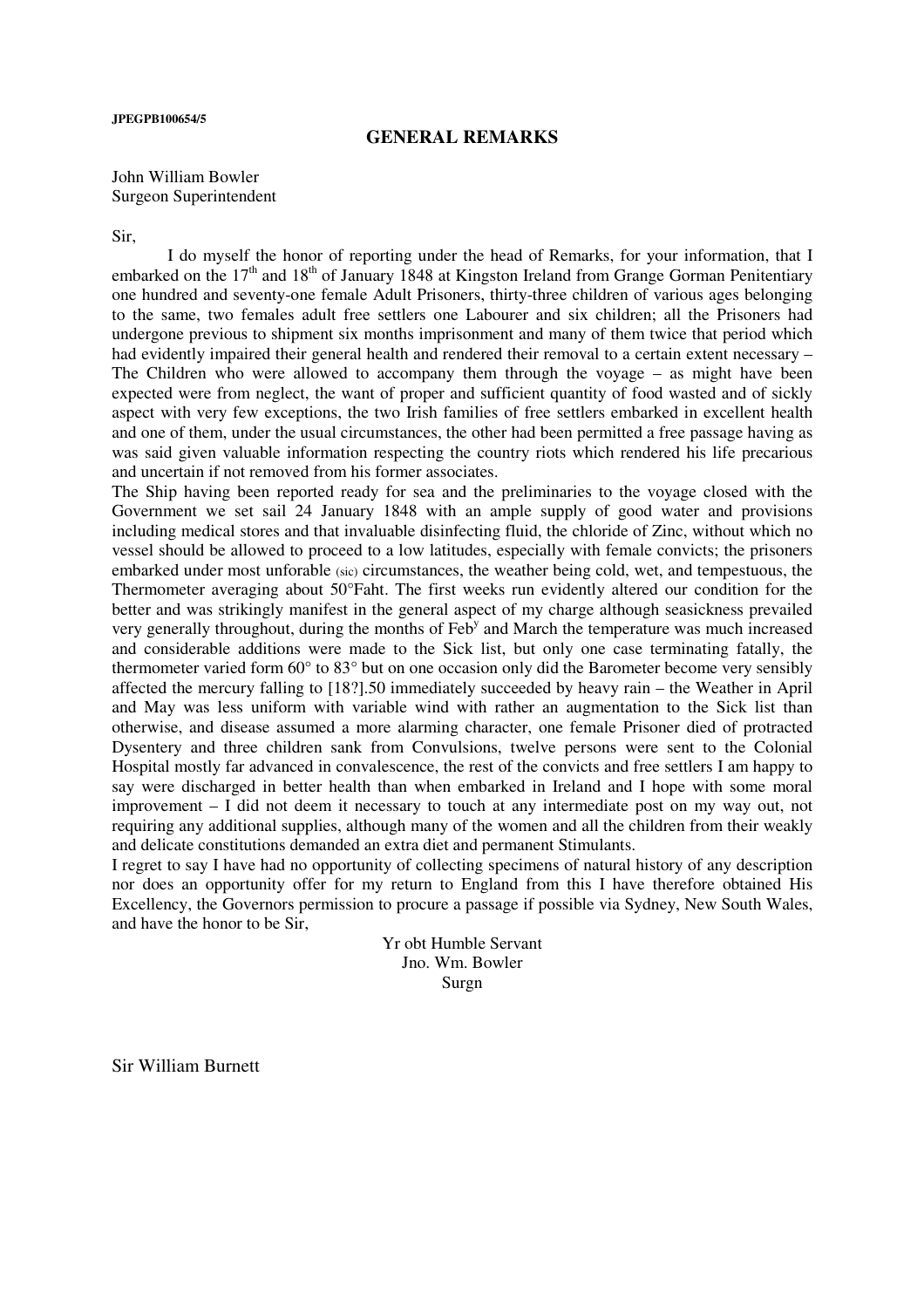JPEGPB100654/5

## GENERAL REMARKS

John William Bowler
Surgeon Superintendent

Sir,

I do myself the honor of reporting under the head of Remarks, for your information, that I embarked on the 17th and 18th of January 1848 at Kingston Ireland from Grange Gorman Penitentiary one hundred and seventy-one female Adult Prisoners, thirty-three children of various ages belonging to the same, two females adult free settlers one Labourer and six children; all the Prisoners had undergone previous to shipment six months imprisonment and many of them twice that period which had evidently impaired their general health and rendered their removal to a certain extent necessary – The Children who were allowed to accompany them through the voyage – as might have been expected were from neglect, the want of proper and sufficient quantity of food wasted and of sickly aspect with very few exceptions, the two Irish families of free settlers embarked in excellent health and one of them, under the usual circumstances, the other had been permitted a free passage having as was said given valuable information respecting the country riots which rendered his life precarious and uncertain if not removed from his former associates.

The Ship having been reported ready for sea and the preliminaries to the voyage closed with the Government we set sail 24 January 1848 with an ample supply of good water and provisions including medical stores and that invaluable disinfecting fluid, the chloride of Zinc, without which no vessel should be allowed to proceed to a low latitudes, especially with female convicts; the prisoners embarked under most unforable (sic) circumstances, the weather being cold, wet, and tempestuous, the Thermometer averaging about 50°Faht. The first weeks run evidently altered our condition for the better and was strikingly manifest in the general aspect of my charge although seasickness prevailed very generally throughout, during the months of Feby and March the temperature was much increased and considerable additions were made to the Sick list, but only one case terminating fatally, the thermometer varied form 60° to 83° but on one occasion only did the Barometer become very sensibly affected the mercury falling to [18?].50 immediately succeeded by heavy rain – the Weather in April and May was less uniform with variable wind with rather an augmentation to the Sick list than otherwise, and disease assumed a more alarming character, one female Prisoner died of protracted Dysentery and three children sank from Convulsions, twelve persons were sent to the Colonial Hospital mostly far advanced in convalescence, the rest of the convicts and free settlers I am happy to say were discharged in better health than when embarked in Ireland and I hope with some moral improvement – I did not deem it necessary to touch at any intermediate post on my way out, not requiring any additional supplies, although many of the women and all the children from their weakly and delicate constitutions demanded an extra diet and permanent Stimulants.

I regret to say I have had no opportunity of collecting specimens of natural history of any description nor does an opportunity offer for my return to England from this I have therefore obtained His Excellency, the Governors permission to procure a passage if possible via Sydney, New South Wales, and have the honor to be Sir,

Yr obt Humble Servant
Jno. Wm. Bowler
Surgn

Sir William Burnett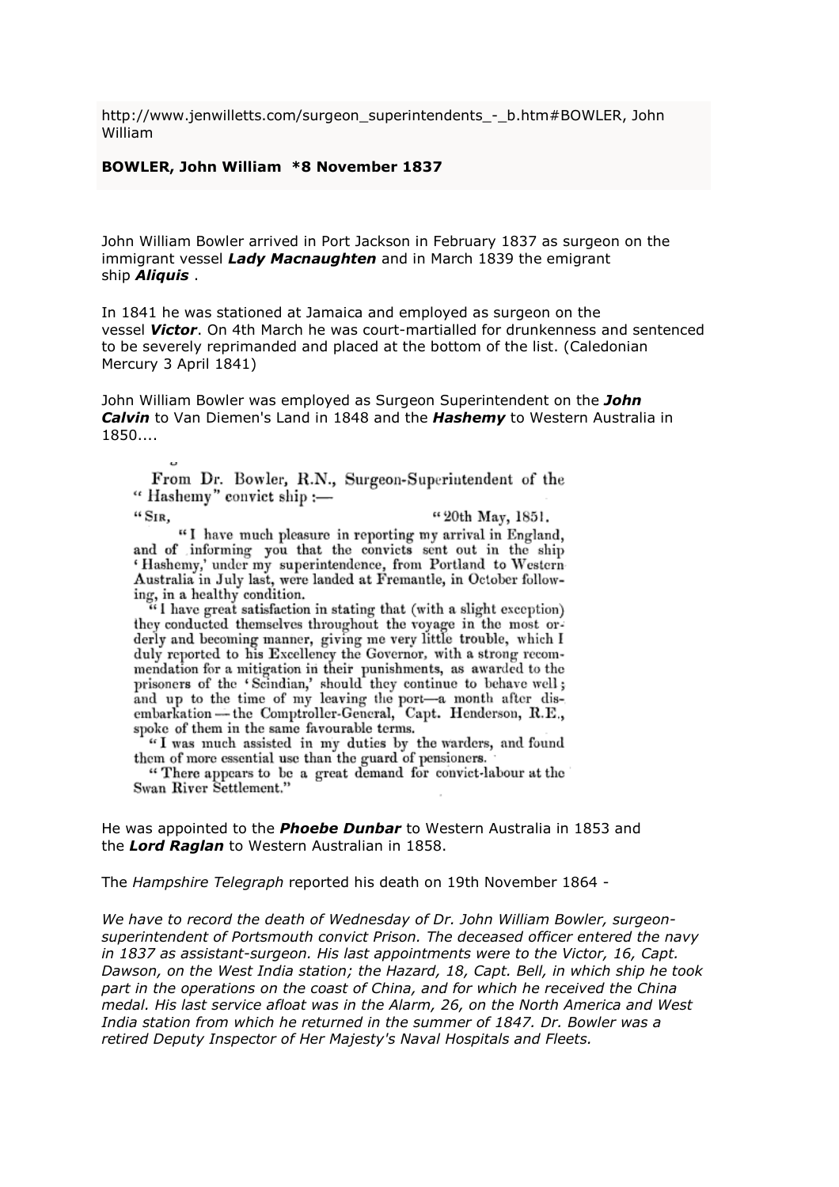http://www.jenwilletts.com/surgeon_superintendents_-_b.htm#BOWLER, John William

**BOWLER, John William *8 November 1837**

John William Bowler arrived in Port Jackson in February 1837 as surgeon on the immigrant vessel ***Lady Macnaughten*** and in March 1839 the emigrant ship ***Aliquis*** .

In 1841 he was stationed at Jamaica and employed as surgeon on the vessel ***Victor***. On 4th March he was court-martialled for drunkenness and sentenced to be severely reprimanded and placed at the bottom of the list. (Caledonian Mercury 3 April 1841)

John William Bowler was employed as Surgeon Superintendent on the ***John Calvin*** to Van Diemen's Land in 1848 and the ***Hashemy*** to Western Australia in 1850....

From Dr. Bowler, R.N., Surgeon-Superintendent of the "Hashemy" convict ship :—

"SIR, "20th May, 1851.

"I have much pleasure in reporting my arrival in England, and of informing you that the convicts sent out in the ship 'Hashemy,' under my superintendence, from Portland to Western Australia in July last, were landed at Fremantle, in October following, in a healthy condition.

"I have great satisfaction in stating that (with a slight exception) they conducted themselves throughout the voyage in the most orderly and becoming manner, giving me very little trouble, which I duly reported to his Excellency the Governor, with a strong recommendation for a mitigation in their punishments, as awarded to the prisoners of the 'Scindian,' should they continue to behave well; and up to the time of my leaving the port—a month after disembarkation—the Comptroller-General, Capt. Henderson, R.E., spoke of them in the same favourable terms.

"I was much assisted in my duties by the warders, and found them of more essential use than the guard of pensioners.

"There appears to be a great demand for convict-labour at the Swan River Settlement."

He was appointed to the ***Phoebe Dunbar*** to Western Australia in 1853 and the ***Lord Raglan*** to Western Australian in 1858.

The *Hampshire Telegraph* reported his death on 19th November 1864 -

*We have to record the death of Wednesday of Dr. John William Bowler, surgeon-superintendent of Portsmouth convict Prison. The deceased officer entered the navy in 1837 as assistant-surgeon. His last appointments were to the Victor, 16, Capt. Dawson, on the West India station; the Hazard, 18, Capt. Bell, in which ship he took part in the operations on the coast of China, and for which he received the China medal. His last service afloat was in the Alarm, 26, on the North America and West India station from which he returned in the summer of 1847. Dr. Bowler was a retired Deputy Inspector of Her Majesty's Naval Hospitals and Fleets.*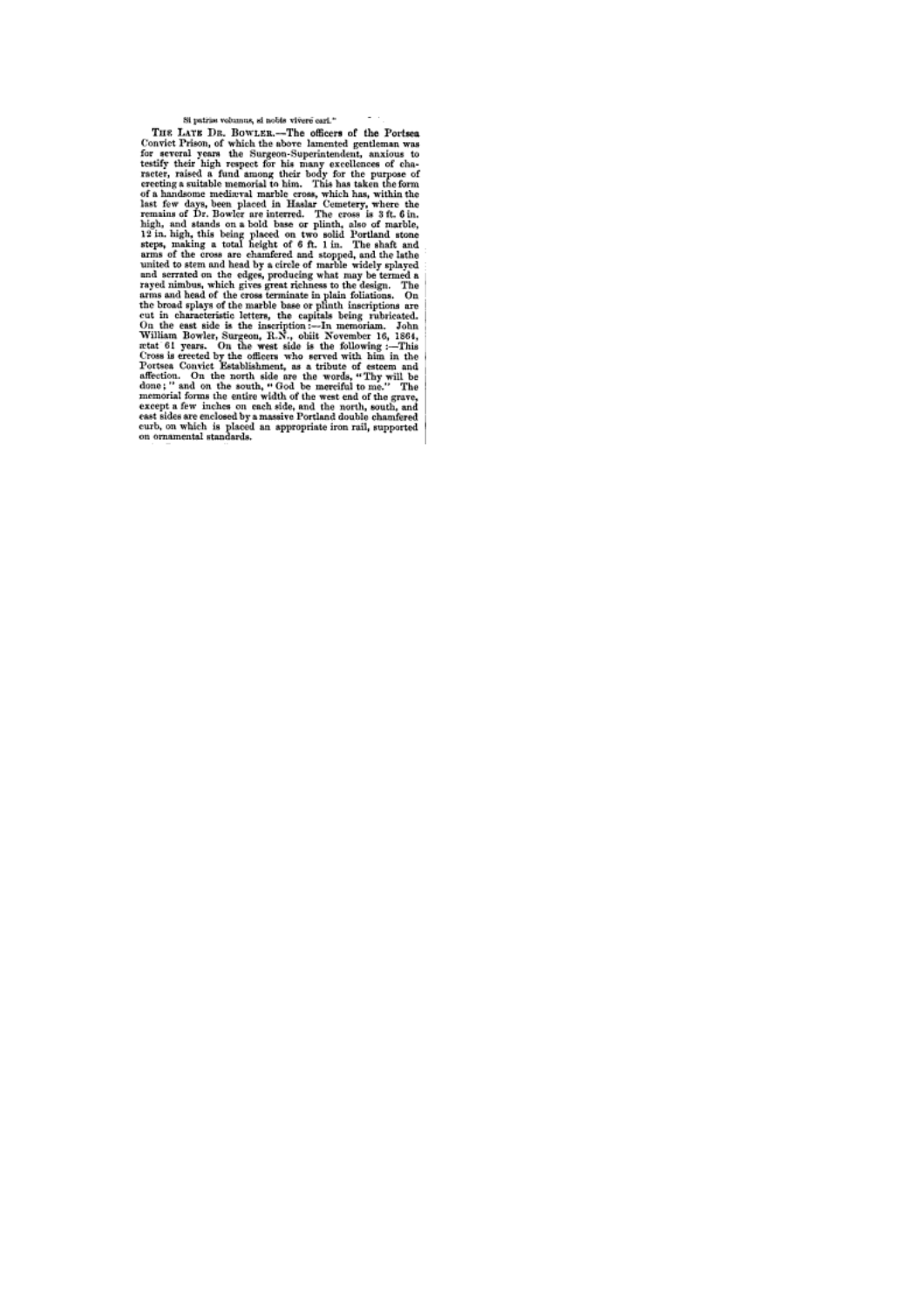Si patriæ volumus, si nobis vivere cari."

**The Late Dr. Bowler.**—The officers of the Portsea Convict Prison, of which the above lamented gentleman was for several years the Surgeon-Superintendent, anxious to testify their high respect for his many excellences of character, raised a fund among their body for the purpose of erecting a suitable memorial to him. This has taken the form of a handsome mediæval marble cross, which has, within the last few days, been placed in Haslar Cemetery, where the remains of Dr. Bowler are interred. The cross is 3 ft. 6 in. high, and stands on a bold base or plinth, also of marble, 12 in. high, this being placed on two solid Portland stone steps, making a total height of 6 ft. 1 in. The shaft and arms of the cross are chamfered and stopped, and the lathe united to stem and head by a circle of marble widely splayed and serrated on the edges, producing what may be termed a rayed nimbus, which gives great richness to the design. The arms and head of the cross terminate in plain foliations. On the broad splays of the marble base or plinth inscriptions are cut in characteristic letters, the capitals being rubricated. On the east side is the inscription:—In memoriam. John William Bowler, Surgeon, R.N., obiit November 16, 1864, ætat 61 years. On the west side is the following:—This Cross is erected by the officers who served with him in the Portsea Convict Establishment, as a tribute of esteem and affection. On the north side are the words, "Thy will be done;" and on the south, "God be merciful to me." The memorial forms the entire width of the west end of the grave, except a few inches on each side, and the north, south, and east sides are enclosed by a massive Portland double chamfered curb, on which is placed an appropriate iron rail, supported on ornamental standards.